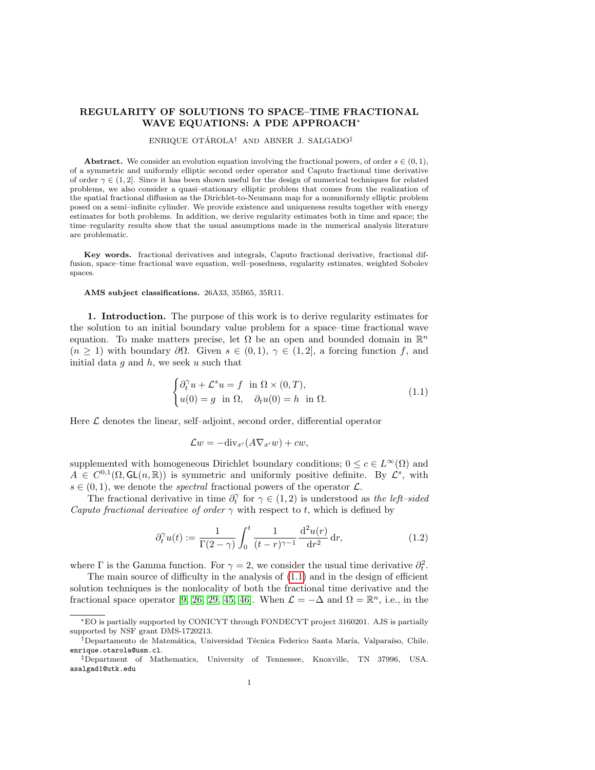# REGULARITY OF SOLUTIONS TO SPACE–TIME FRACTIONAL WAVE EQUATIONS: A PDE APPROACH*

ENRIQUE OTÁROLA[†] AND ABNER J. SALGADO[‡]

**Abstract.** We consider an evolution equation involving the fractional powers, of order $s \in (0,1)$, of a symmetric and uniformly elliptic second order operator and Caputo fractional time derivative of order $\gamma \in (1,2]$. Since it has been shown useful for the design of numerical techniques for related problems, we also consider a quasi–stationary elliptic problem that comes from the realization of the spatial fractional diffusion as the Dirichlet-to-Neumann map for a nonuniformly elliptic problem posed on a semi–infinite cylinder. We provide existence and uniqueness results together with energy estimates for both problems. In addition, we derive regularity estimates both in time and space; the time–regularity results show that the usual assumptions made in the numerical analysis literature are problematic.

**Key words.** fractional derivatives and integrals, Caputo fractional derivative, fractional diffusion, space–time fractional wave equation, well–posedness, regularity estimates, weighted Sobolev spaces.

**AMS subject classifications.** 26A33, 35B65, 35R11.

## 1. Introduction.

The purpose of this work is to derive regularity estimates for the solution to an initial boundary value problem for a space–time fractional wave equation. To make matters precise, let $\Omega$ be an open and bounded domain in $\mathbb{R}^n$ ($n \geq 1$) with boundary $\partial\Omega$. Given $s \in (0,1)$, $\gamma \in (1,2]$, a forcing function $f$, and initial data $g$ and $h$, we seek $u$ such that

$$
\begin{cases}
\partial_t^\gamma u + \mathcal{L}^s u = f & \text{in } \Omega \times (0,T), \\
u(0) = g \ \text{ in } \Omega, \quad \partial_t u(0) = h & \text{in } \Omega.
\end{cases}
\tag{1.1}
$$

Here $\mathcal{L}$ denotes the linear, self–adjoint, second order, differential operator

$$
\mathcal{L}w = -\mathrm{div}_{x'}(A\nabla_{x'} w) + cw,
$$

supplemented with homogeneous Dirichlet boundary conditions; $0 \leq c \in L^\infty(\Omega)$ and $A \in C^{0,1}(\Omega, \mathsf{GL}(n,\mathbb{R}))$ is symmetric and uniformly positive definite. By $\mathcal{L}^s$, with $s \in (0,1)$, we denote the *spectral* fractional powers of the operator $\mathcal{L}$.

The fractional derivative in time $\partial_t^\gamma$ for $\gamma \in (1,2)$ is understood as *the left–sided Caputo fractional derivative of order* $\gamma$ with respect to $t$, which is defined by

$$
\partial_t^\gamma u(t) := \frac{1}{\Gamma(2-\gamma)} \int_0^t \frac{1}{(t-r)^{\gamma-1}} \frac{\mathrm{d}^2 u(r)}{\mathrm{d}r^2} \,\mathrm{d}r,
\tag{1.2}
$$

where $\Gamma$ is the Gamma function. For $\gamma = 2$, we consider the usual time derivative $\partial_t^2$.

The main source of difficulty in the analysis of (1.1) and in the design of efficient solution techniques is the nonlocality of both the fractional time derivative and the fractional space operator [9, 26, 29, 45, 46]. When $\mathcal{L} = -\Delta$ and $\Omega = \mathbb{R}^n$, i.e., in the

---

*EO is partially supported by CONICYT through FONDECYT project 3160201. AJS is partially supported by NSF grant DMS-1720213.

[†]Departamento de Matemática, Universidad Técnica Federico Santa María, Valparaíso, Chile. enrique.otarola@usm.cl.

[‡]Department of Mathematics, University of Tennessee, Knoxville, TN 37996, USA. asalgad1@utk.edu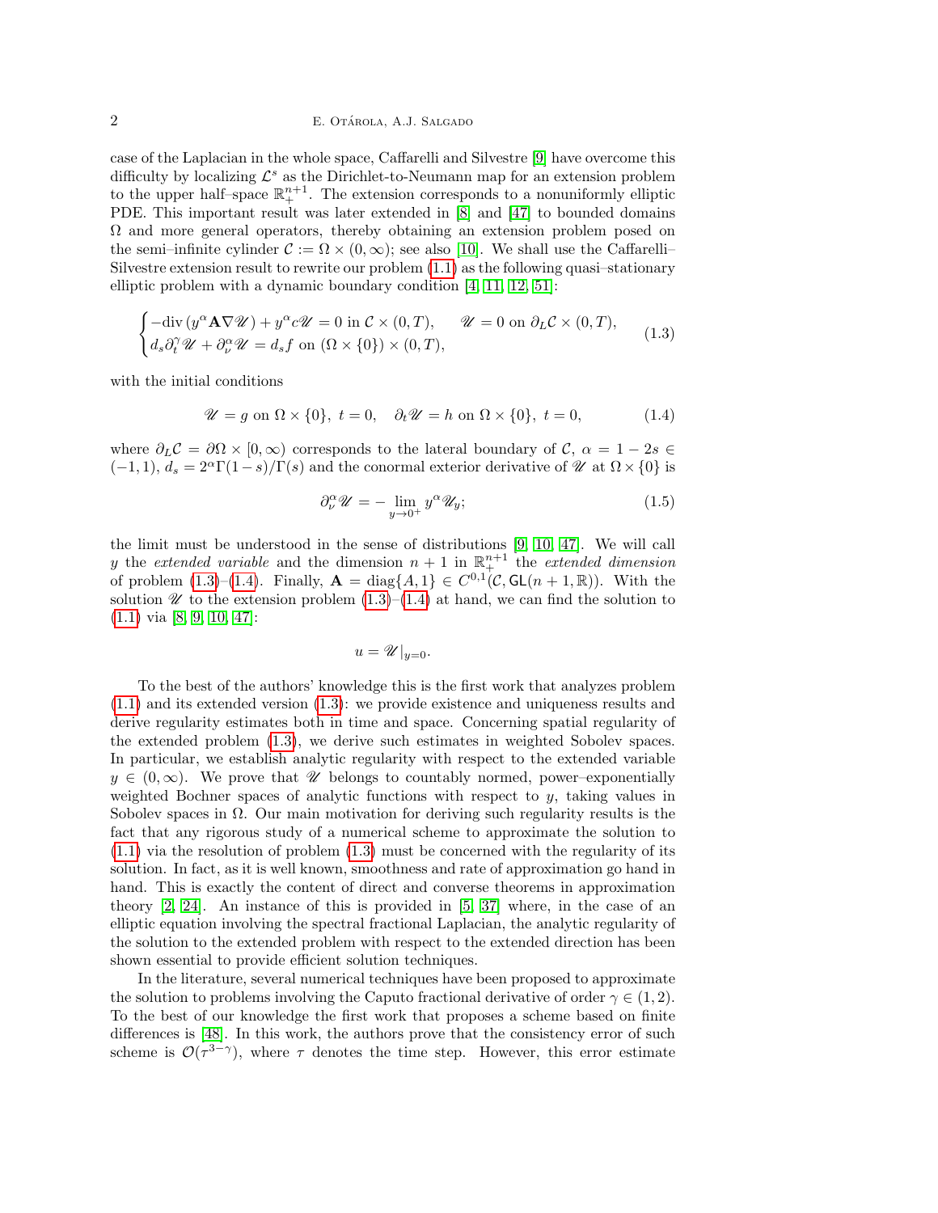case of the Laplacian in the whole space, Caffarelli and Silvestre [9] have overcome this difficulty by localizing $\mathcal{L}^s$ as the Dirichlet-to-Neumann map for an extension problem to the upper half–space $\mathbb{R}^{n+1}_+$. The extension corresponds to a nonuniformly elliptic PDE. This important result was later extended in [8] and [47] to bounded domains $\Omega$ and more general operators, thereby obtaining an extension problem posed on the semi–infinite cylinder $\mathcal{C} := \Omega \times (0, \infty)$; see also [10]. We shall use the Caffarelli–Silvestre extension result to rewrite our problem (1.1) as the following quasi–stationary elliptic problem with a dynamic boundary condition [4, 11, 12, 51]:

$$
\begin{cases} -\text{div}\,(y^\alpha \mathbf{A} \nabla \mathscr{U}) + y^\alpha c \mathscr{U} = 0 \text{ in } \mathcal{C} \times (0,T), & \mathscr{U} = 0 \text{ on } \partial_L \mathcal{C} \times (0,T), \\ d_s \partial_t^\gamma \mathscr{U} + \partial_\nu^\alpha \mathscr{U} = d_s f \text{ on } (\Omega \times \{0\}) \times (0,T), \end{cases} \tag{1.3}
$$

with the initial conditions

$$
\mathscr{U} = g \text{ on } \Omega \times \{0\},\ t = 0, \quad \partial_t \mathscr{U} = h \text{ on } \Omega \times \{0\},\ t = 0, \tag{1.4}
$$

where $\partial_L \mathcal{C} = \partial \Omega \times [0, \infty)$ corresponds to the lateral boundary of $\mathcal{C}$, $\alpha = 1 - 2s \in (-1, 1)$, $d_s = 2^\alpha \Gamma(1-s)/\Gamma(s)$ and the conormal exterior derivative of $\mathscr{U}$ at $\Omega \times \{0\}$ is

$$
\partial_\nu^\alpha \mathscr{U} = - \lim_{y \to 0^+} y^\alpha \mathscr{U}_y; \tag{1.5}
$$

the limit must be understood in the sense of distributions [9, 10, 47]. We will call $y$ the *extended variable* and the dimension $n+1$ in $\mathbb{R}^{n+1}_+$ the *extended dimension* of problem (1.3)–(1.4). Finally, $\mathbf{A} = \text{diag}\{A, 1\} \in C^{0,1}(\mathcal{C}, \mathsf{GL}(n+1, \mathbb{R}))$. With the solution $\mathscr{U}$ to the extension problem (1.3)–(1.4) at hand, we can find the solution to (1.1) via [8, 9, 10, 47]:

$$
u = \mathscr{U}|_{y=0}.
$$

To the best of the authors' knowledge this is the first work that analyzes problem (1.1) and its extended version (1.3): we provide existence and uniqueness results and derive regularity estimates both in time and space. Concerning spatial regularity of the extended problem (1.3), we derive such estimates in weighted Sobolev spaces. In particular, we establish analytic regularity with respect to the extended variable $y \in (0, \infty)$. We prove that $\mathscr{U}$ belongs to countably normed, power–exponentially weighted Bochner spaces of analytic functions with respect to $y$, taking values in Sobolev spaces in $\Omega$. Our main motivation for deriving such regularity results is the fact that any rigorous study of a numerical scheme to approximate the solution to (1.1) via the resolution of problem (1.3) must be concerned with the regularity of its solution. In fact, as it is well known, smoothness and rate of approximation go hand in hand. This is exactly the content of direct and converse theorems in approximation theory [2, 24]. An instance of this is provided in [5, 37] where, in the case of an elliptic equation involving the spectral fractional Laplacian, the analytic regularity of the solution to the extended problem with respect to the extended direction has been shown essential to provide efficient solution techniques.

In the literature, several numerical techniques have been proposed to approximate the solution to problems involving the Caputo fractional derivative of order $\gamma \in (1, 2)$. To the best of our knowledge the first work that proposes a scheme based on finite differences is [48]. In this work, the authors prove that the consistency error of such scheme is $\mathcal{O}(\tau^{3-\gamma})$, where $\tau$ denotes the time step. However, this error estimate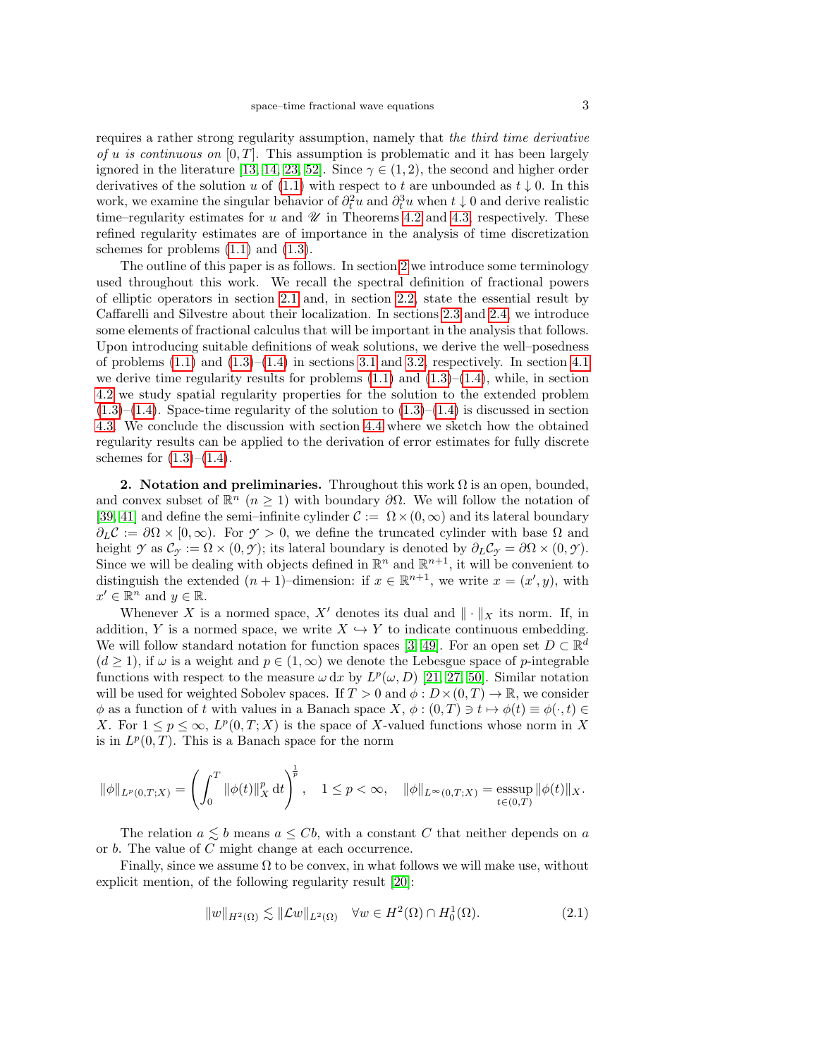requires a rather strong regularity assumption, namely that *the third time derivative of $u$ is continuous on* $[0,T]$. This assumption is problematic and it has been largely ignored in the literature [13, 14, 23, 52]. Since $\gamma \in (1,2)$, the second and higher order derivatives of the solution $u$ of (1.1) with respect to $t$ are unbounded as $t \downarrow 0$. In this work, we examine the singular behavior of $\partial_t^2 u$ and $\partial_t^3 u$ when $t \downarrow 0$ and derive realistic time–regularity estimates for $u$ and $\mathscr{U}$ in Theorems 4.2 and 4.3, respectively. These refined regularity estimates are of importance in the analysis of time discretization schemes for problems (1.1) and (1.3).

The outline of this paper is as follows. In section 2 we introduce some terminology used throughout this work. We recall the spectral definition of fractional powers of elliptic operators in section 2.1 and, in section 2.2, state the essential result by Caffarelli and Silvestre about their localization. In sections 2.3 and 2.4, we introduce some elements of fractional calculus that will be important in the analysis that follows. Upon introducing suitable definitions of weak solutions, we derive the well–posedness of problems (1.1) and (1.3)–(1.4) in sections 3.1 and 3.2, respectively. In section 4.1 we derive time regularity results for problems (1.1) and (1.3)–(1.4), while, in section 4.2 we study spatial regularity properties for the solution to the extended problem (1.3)–(1.4). Space-time regularity of the solution to (1.3)–(1.4) is discussed in section 4.3. We conclude the discussion with section 4.4 where we sketch how the obtained regularity results can be applied to the derivation of error estimates for fully discrete schemes for (1.3)–(1.4).

## 2. Notation and preliminaries.

Throughout this work $\Omega$ is an open, bounded, and convex subset of $\mathbb{R}^n$ ($n \geq 1$) with boundary $\partial\Omega$. We will follow the notation of [39, 41] and define the semi–infinite cylinder $\mathcal{C} := \Omega \times (0,\infty)$ and its lateral boundary $\partial_L \mathcal{C} := \partial\Omega \times [0,\infty)$. For $\mathscr{Y} > 0$, we define the truncated cylinder with base $\Omega$ and height $\mathscr{Y}$ as $\mathcal{C}_{\mathscr{Y}} := \Omega \times (0,\mathscr{Y})$; its lateral boundary is denoted by $\partial_L \mathcal{C}_{\mathscr{Y}} = \partial\Omega \times (0,\mathscr{Y})$. Since we will be dealing with objects defined in $\mathbb{R}^n$ and $\mathbb{R}^{n+1}$, it will be convenient to distinguish the extended $(n+1)$–dimension: if $x \in \mathbb{R}^{n+1}$, we write $x = (x', y)$, with $x' \in \mathbb{R}^n$ and $y \in \mathbb{R}$.

Whenever $X$ is a normed space, $X'$ denotes its dual and $\|\cdot\|_X$ its norm. If, in addition, $Y$ is a normed space, we write $X \hookrightarrow Y$ to indicate continuous embedding. We will follow standard notation for function spaces [3, 49]. For an open set $D \subset \mathbb{R}^d$ ($d \geq 1$), if $\omega$ is a weight and $p \in (1,\infty)$ we denote the Lebesgue space of $p$-integrable functions with respect to the measure $\omega \, \mathrm{d}x$ by $L^p(\omega, D)$ [21, 27, 50]. Similar notation will be used for weighted Sobolev spaces. If $T > 0$ and $\phi : D \times (0,T) \to \mathbb{R}$, we consider $\phi$ as a function of $t$ with values in a Banach space $X$, $\phi : (0,T) \ni t \mapsto \phi(t) \equiv \phi(\cdot, t) \in X$. For $1 \leq p \leq \infty$, $L^p(0,T;X)$ is the space of $X$-valued functions whose norm in $X$ is in $L^p(0,T)$. This is a Banach space for the norm

$$
\|\phi\|_{L^p(0,T;X)} = \left( \int_0^T \|\phi(t)\|_X^p \, \mathrm{d}t \right)^{\frac{1}{p}}, \quad 1 \leq p < \infty, \quad \|\phi\|_{L^\infty(0,T;X)} = \operatorname*{esssup}_{t \in (0,T)} \|\phi(t)\|_X.
$$

The relation $a \lesssim b$ means $a \leq Cb$, with a constant $C$ that neither depends on $a$ or $b$. The value of $C$ might change at each occurrence.

Finally, since we assume $\Omega$ to be convex, in what follows we will make use, without explicit mention, of the following regularity result [20]:

$$
\|w\|_{H^2(\Omega)} \lesssim \|\mathcal{L}w\|_{L^2(\Omega)} \quad \forall w \in H^2(\Omega) \cap H_0^1(\Omega). \tag{2.1}
$$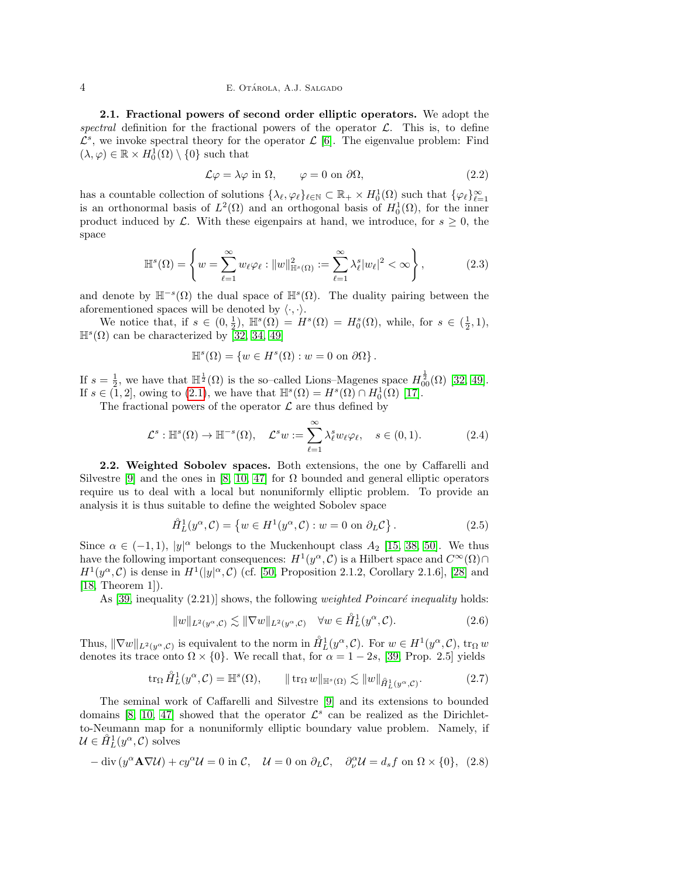**2.1. Fractional powers of second order elliptic operators.** We adopt the *spectral* definition for the fractional powers of the operator $\mathcal{L}$. This is, to define $\mathcal{L}^s$, we invoke spectral theory for the operator $\mathcal{L}$ [6]. The eigenvalue problem: Find $(\lambda, \varphi) \in \mathbb{R} \times H_0^1(\Omega) \setminus \{0\}$ such that

$$\mathcal{L}\varphi = \lambda\varphi \text{ in } \Omega, \qquad \varphi = 0 \text{ on } \partial\Omega, \tag{2.2}$$

has a countable collection of solutions $\{\lambda_\ell, \varphi_\ell\}_{\ell\in\mathbb{N}} \subset \mathbb{R}_+ \times H_0^1(\Omega)$ such that $\{\varphi_\ell\}_{\ell=1}^\infty$ is an orthonormal basis of $L^2(\Omega)$ and an orthogonal basis of $H_0^1(\Omega)$, for the inner product induced by $\mathcal{L}$. With these eigenpairs at hand, we introduce, for $s \geq 0$, the space

$$\mathbb{H}^s(\Omega) = \left\{ w = \sum_{\ell=1}^\infty w_\ell \varphi_\ell : \|w\|^2_{\mathbb{H}^s(\Omega)} := \sum_{\ell=1}^\infty \lambda_\ell^s |w_\ell|^2 < \infty \right\}, \tag{2.3}$$

and denote by $\mathbb{H}^{-s}(\Omega)$ the dual space of $\mathbb{H}^s(\Omega)$. The duality pairing between the aforementioned spaces will be denoted by $\langle \cdot, \cdot \rangle$.

We notice that, if $s \in (0, \frac{1}{2})$, $\mathbb{H}^s(\Omega) = H^s(\Omega) = H_0^s(\Omega)$, while, for $s \in (\frac{1}{2}, 1)$, $\mathbb{H}^s(\Omega)$ can be characterized by [32, 34, 49]

$$\mathbb{H}^s(\Omega) = \{ w \in H^s(\Omega) : w = 0 \text{ on } \partial\Omega \}.$$

If $s = \frac{1}{2}$, we have that $\mathbb{H}^{\frac{1}{2}}(\Omega)$ is the so–called Lions–Magenes space $H_{00}^{\frac{1}{2}}(\Omega)$ [32, 49]. If $s \in (1, 2]$, owing to (2.1), we have that $\mathbb{H}^s(\Omega) = H^s(\Omega) \cap H_0^1(\Omega)$ [17].

The fractional powers of the operator $\mathcal{L}$ are thus defined by

$$\mathcal{L}^s : \mathbb{H}^s(\Omega) \to \mathbb{H}^{-s}(\Omega), \quad \mathcal{L}^s w := \sum_{\ell=1}^\infty \lambda_\ell^s w_\ell \varphi_\ell, \quad s \in (0, 1). \tag{2.4}$$

**2.2. Weighted Sobolev spaces.** Both extensions, the one by Caffarelli and Silvestre [9] and the ones in [8, 10, 47] for $\Omega$ bounded and general elliptic operators require us to deal with a local but nonuniformly elliptic problem. To provide an analysis it is thus suitable to define the weighted Sobolev space

$$\mathring{H}_L^1(y^\alpha, \mathcal{C}) = \left\{ w \in H^1(y^\alpha, \mathcal{C}) : w = 0 \text{ on } \partial_L \mathcal{C} \right\}. \tag{2.5}$$

Since $\alpha \in (-1, 1)$, $|y|^\alpha$ belongs to the Muckenhoupt class $A_2$ [15, 38, 50]. We thus have the following important consequences: $H^1(y^\alpha, \mathcal{C})$ is a Hilbert space and $C^\infty(\Omega) \cap H^1(y^\alpha, \mathcal{C})$ is dense in $H^1(|y|^\alpha, \mathcal{C})$ (cf. [50, Proposition 2.1.2, Corollary 2.1.6], [28] and [18, Theorem 1]).

As [39, inequality (2.21)] shows, the following *weighted Poincaré inequality* holds:

$$\|w\|_{L^2(y^\alpha, \mathcal{C})} \lesssim \|\nabla w\|_{L^2(y^\alpha, \mathcal{C})} \quad \forall w \in \mathring{H}_L^1(y^\alpha, \mathcal{C}). \tag{2.6}$$

Thus, $\|\nabla w\|_{L^2(y^\alpha, \mathcal{C})}$ is equivalent to the norm in $\mathring{H}_L^1(y^\alpha, \mathcal{C})$. For $w \in H^1(y^\alpha, \mathcal{C})$, $\operatorname{tr}_\Omega w$ denotes its trace onto $\Omega \times \{0\}$. We recall that, for $\alpha = 1 - 2s$, [39, Prop. 2.5] yields

$$\operatorname{tr}_\Omega \mathring{H}_L^1(y^\alpha, \mathcal{C}) = \mathbb{H}^s(\Omega), \qquad \|\operatorname{tr}_\Omega w\|_{\mathbb{H}^s(\Omega)} \lesssim \|w\|_{\mathring{H}_L^1(y^\alpha, \mathcal{C})}. \tag{2.7}$$

The seminal work of Caffarelli and Silvestre [9] and its extensions to bounded domains [8, 10, 47] showed that the operator $\mathcal{L}^s$ can be realized as the Dirichlet-to-Neumann map for a nonuniformly elliptic boundary value problem. Namely, if $\mathcal{U} \in \mathring{H}_L^1(y^\alpha, \mathcal{C})$ solves

$$-\operatorname{div}(y^\alpha \mathbf{A} \nabla \mathcal{U}) + c y^\alpha \mathcal{U} = 0 \text{ in } \mathcal{C}, \quad \mathcal{U} = 0 \text{ on } \partial_L \mathcal{C}, \quad \partial_\nu^\alpha \mathcal{U} = d_s f \text{ on } \Omega \times \{0\}, \tag{2.8}$$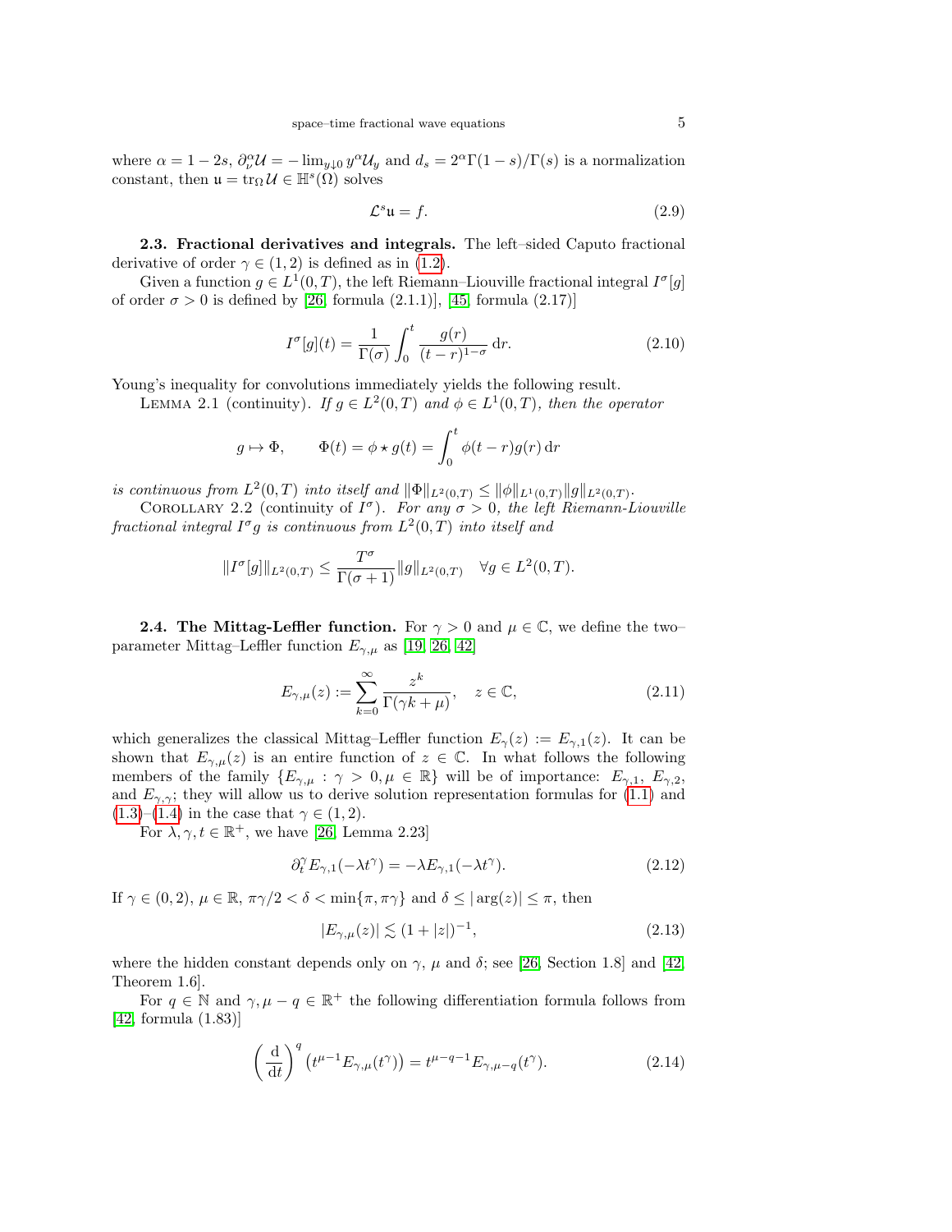where $\alpha = 1 - 2s$, $\partial_\nu^\alpha \mathcal{U} = -\lim_{y \downarrow 0} y^\alpha \mathcal{U}_y$ and $d_s = 2^\alpha \Gamma(1-s)/\Gamma(s)$ is a normalization constant, then $\mathfrak{u} = \operatorname{tr}_\Omega \mathcal{U} \in \mathbb{H}^s(\Omega)$ solves

$$\mathcal{L}^s \mathfrak{u} = f. \tag{2.9}$$

**2.3. Fractional derivatives and integrals.** The left–sided Caputo fractional derivative of order $\gamma \in (1,2)$ is defined as in (1.2).

Given a function $g \in L^1(0,T)$, the left Riemann–Liouville fractional integral $I^\sigma[g]$ of order $\sigma > 0$ is defined by [26, formula (2.1.1)], [45, formula (2.17)]

$$I^\sigma[g](t) = \frac{1}{\Gamma(\sigma)} \int_0^t \frac{g(r)}{(t-r)^{1-\sigma}} \, \mathrm{d}r. \tag{2.10}$$

Young's inequality for convolutions immediately yields the following result.

Lemma 2.1 (continuity). *If $g \in L^2(0,T)$ and $\phi \in L^1(0,T)$, then the operator*

$$g \mapsto \Phi, \qquad \Phi(t) = \phi \star g(t) = \int_0^t \phi(t-r) g(r) \, \mathrm{d}r$$

*is continuous from $L^2(0,T)$ into itself and $\|\Phi\|_{L^2(0,T)} \leq \|\phi\|_{L^1(0,T)} \|g\|_{L^2(0,T)}$.*

Corollary 2.2 (continuity of $I^\sigma$). *For any $\sigma > 0$, the left Riemann-Liouville fractional integral $I^\sigma g$ is continuous from $L^2(0,T)$ into itself and*

$$\|I^\sigma[g]\|_{L^2(0,T)} \leq \frac{T^\sigma}{\Gamma(\sigma+1)} \|g\|_{L^2(0,T)} \quad \forall g \in L^2(0,T).$$

**2.4. The Mittag-Leffler function.** For $\gamma > 0$ and $\mu \in \mathbb{C}$, we define the two–parameter Mittag–Leffler function $E_{\gamma,\mu}$ as [19, 26, 42]

$$E_{\gamma,\mu}(z) := \sum_{k=0}^\infty \frac{z^k}{\Gamma(\gamma k + \mu)}, \quad z \in \mathbb{C}, \tag{2.11}$$

which generalizes the classical Mittag–Leffler function $E_\gamma(z) := E_{\gamma,1}(z)$. It can be shown that $E_{\gamma,\mu}(z)$ is an entire function of $z \in \mathbb{C}$. In what follows the following members of the family $\{E_{\gamma,\mu} : \gamma > 0, \mu \in \mathbb{R}\}$ will be of importance: $E_{\gamma,1}$, $E_{\gamma,2}$, and $E_{\gamma,\gamma}$; they will allow us to derive solution representation formulas for (1.1) and (1.3)–(1.4) in the case that $\gamma \in (1,2)$.

For $\lambda, \gamma, t \in \mathbb{R}^+$, we have [26, Lemma 2.23]

$$\partial_t^\gamma E_{\gamma,1}(-\lambda t^\gamma) = -\lambda E_{\gamma,1}(-\lambda t^\gamma). \tag{2.12}$$

If $\gamma \in (0,2)$, $\mu \in \mathbb{R}$, $\pi\gamma/2 < \delta < \min\{\pi, \pi\gamma\}$ and $\delta \leq |\arg(z)| \leq \pi$, then

$$|E_{\gamma,\mu}(z)| \lesssim (1 + |z|)^{-1}, \tag{2.13}$$

where the hidden constant depends only on $\gamma$, $\mu$ and $\delta$; see [26, Section 1.8] and [42, Theorem 1.6].

For $q \in \mathbb{N}$ and $\gamma, \mu - q \in \mathbb{R}^+$ the following differentiation formula follows from [42, formula (1.83)]

$$\left(\frac{\mathrm{d}}{\mathrm{d}t}\right)^q \left(t^{\mu-1} E_{\gamma,\mu}(t^\gamma)\right) = t^{\mu-q-1} E_{\gamma,\mu-q}(t^\gamma). \tag{2.14}$$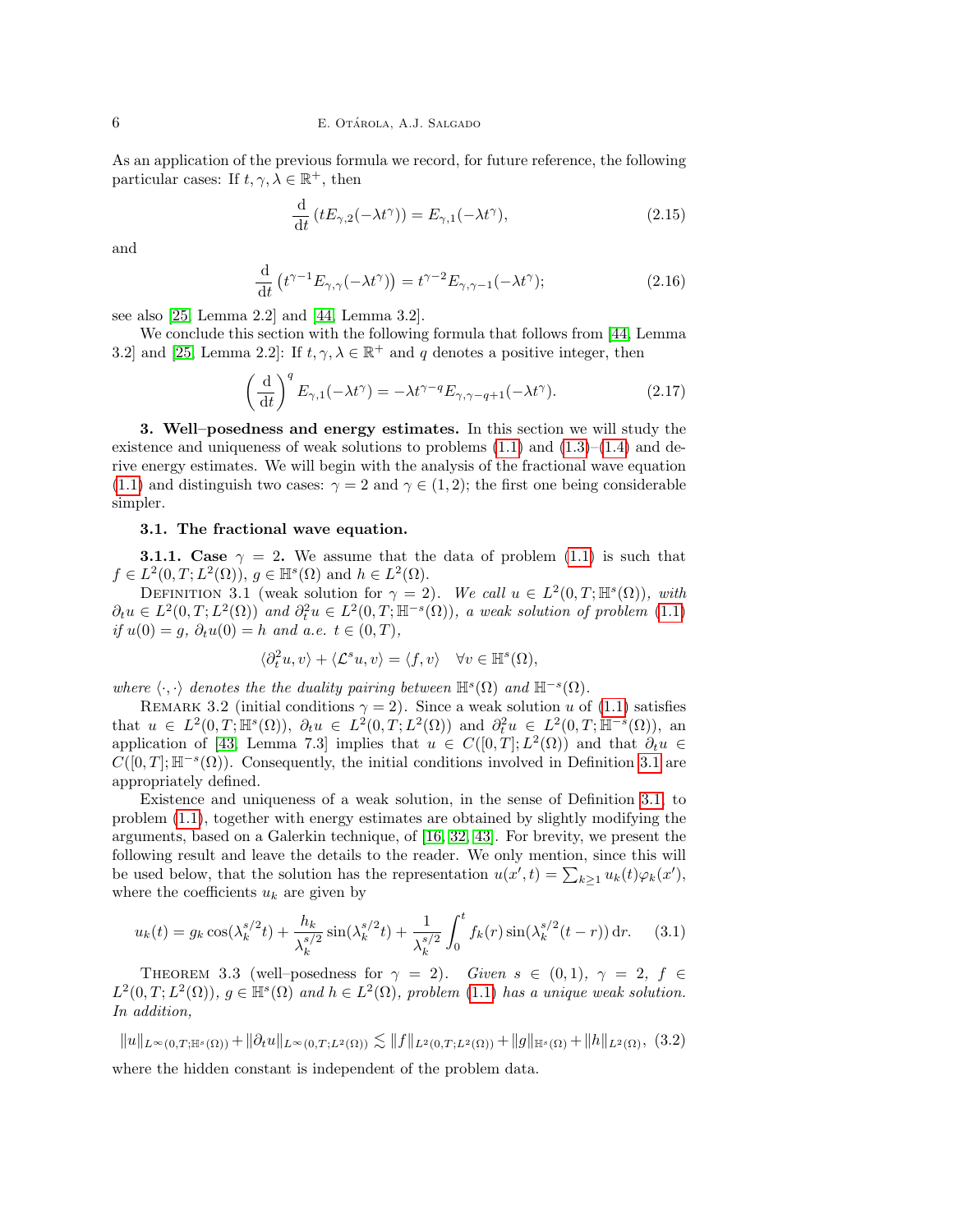As an application of the previous formula we record, for future reference, the following particular cases: If $t, \gamma, \lambda \in \mathbb{R}^+$, then

$$\frac{\mathrm{d}}{\mathrm{d}t}\left(tE_{\gamma,2}(-\lambda t^\gamma)\right) = E_{\gamma,1}(-\lambda t^\gamma), \tag{2.15}$$

and

$$\frac{\mathrm{d}}{\mathrm{d}t}\left(t^{\gamma-1}E_{\gamma,\gamma}(-\lambda t^\gamma)\right) = t^{\gamma-2}E_{\gamma,\gamma-1}(-\lambda t^\gamma); \tag{2.16}$$

see also [25, Lemma 2.2] and [44, Lemma 3.2].

We conclude this section with the following formula that follows from [44, Lemma 3.2] and [25, Lemma 2.2]: If $t, \gamma, \lambda \in \mathbb{R}^+$ and $q$ denotes a positive integer, then

$$\left(\frac{\mathrm{d}}{\mathrm{d}t}\right)^q E_{\gamma,1}(-\lambda t^\gamma) = -\lambda t^{\gamma-q}E_{\gamma,\gamma-q+1}(-\lambda t^\gamma). \tag{2.17}$$

## 3. Well–posedness and energy estimates.

In this section we will study the existence and uniqueness of weak solutions to problems (1.1) and (1.3)–(1.4) and derive energy estimates. We will begin with the analysis of the fractional wave equation (1.1) and distinguish two cases: $\gamma = 2$ and $\gamma \in (1,2)$; the first one being considerable simpler.

### 3.1. The fractional wave equation.

**3.1.1. Case $\gamma = 2$.** We assume that the data of problem (1.1) is such that $f \in L^2(0,T;L^2(\Omega))$, $g \in \mathbb{H}^s(\Omega)$ and $h \in L^2(\Omega)$.

Definition 3.1 (weak solution for $\gamma = 2$). *We call $u \in L^2(0,T;\mathbb{H}^s(\Omega))$, with $\partial_t u \in L^2(0,T;L^2(\Omega))$ and $\partial_t^2 u \in L^2(0,T;\mathbb{H}^{-s}(\Omega))$, a weak solution of problem (1.1) if $u(0) = g$, $\partial_t u(0) = h$ and a.e. $t \in (0,T)$,*

$$\langle \partial_t^2 u, v\rangle + \langle \mathcal{L}^s u, v\rangle = \langle f, v\rangle \quad \forall v \in \mathbb{H}^s(\Omega),$$

*where $\langle\cdot,\cdot\rangle$ denotes the the duality pairing between $\mathbb{H}^s(\Omega)$ and $\mathbb{H}^{-s}(\Omega)$.*

Remark 3.2 (initial conditions $\gamma = 2$). Since a weak solution $u$ of (1.1) satisfies that $u \in L^2(0,T;\mathbb{H}^s(\Omega))$, $\partial_t u \in L^2(0,T;L^2(\Omega))$ and $\partial_t^2 u \in L^2(0,T;\mathbb{H}^{-s}(\Omega))$, an application of [43, Lemma 7.3] implies that $u \in C([0,T];L^2(\Omega))$ and that $\partial_t u \in C([0,T];\mathbb{H}^{-s}(\Omega))$. Consequently, the initial conditions involved in Definition 3.1 are appropriately defined.

Existence and uniqueness of a weak solution, in the sense of Definition 3.1, to problem (1.1), together with energy estimates are obtained by slightly modifying the arguments, based on a Galerkin technique, of [16, 32, 43]. For brevity, we present the following result and leave the details to the reader. We only mention, since this will be used below, that the solution has the representation $u(x',t) = \sum_{k\geq 1} u_k(t)\varphi_k(x')$, where the coefficients $u_k$ are given by

$$u_k(t) = g_k\cos(\lambda_k^{s/2}t) + \frac{h_k}{\lambda_k^{s/2}}\sin(\lambda_k^{s/2}t) + \frac{1}{\lambda_k^{s/2}}\int_0^t f_k(r)\sin(\lambda_k^{s/2}(t-r))\,\mathrm{d}r. \tag{3.1}$$

Theorem 3.3 (well–posedness for $\gamma = 2$). *Given $s \in (0,1)$, $\gamma = 2$, $f \in L^2(0,T;L^2(\Omega))$, $g \in \mathbb{H}^s(\Omega)$ and $h \in L^2(\Omega)$, problem (1.1) has a unique weak solution. In addition,*

$$\|u\|_{L^\infty(0,T;\mathbb{H}^s(\Omega))} + \|\partial_t u\|_{L^\infty(0,T;L^2(\Omega))} \lesssim \|f\|_{L^2(0,T;L^2(\Omega))} + \|g\|_{\mathbb{H}^s(\Omega)} + \|h\|_{L^2(\Omega)}, \tag{3.2}$$

where the hidden constant is independent of the problem data.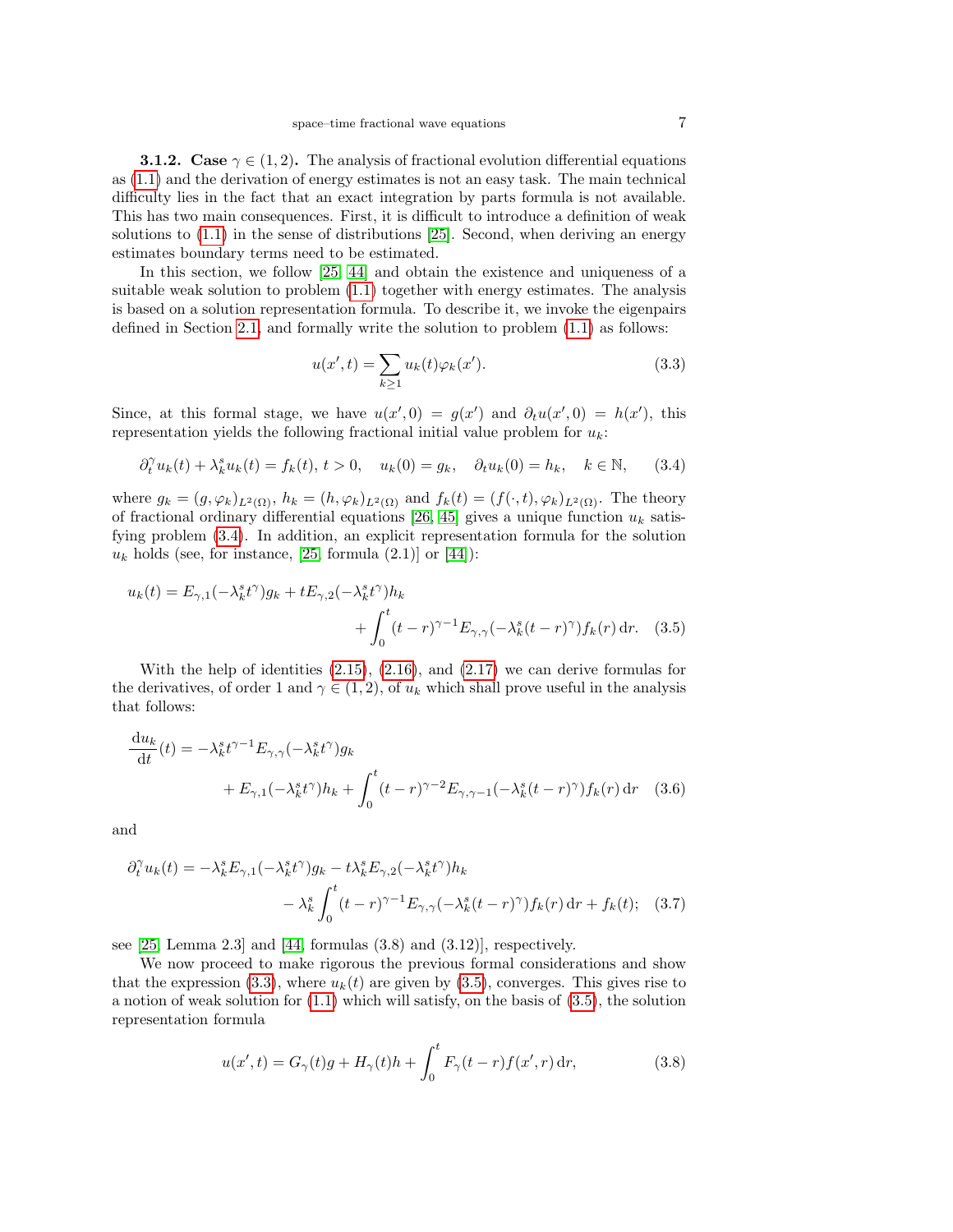**3.1.2. Case $\gamma \in (1,2)$.** The analysis of fractional evolution differential equations as (1.1) and the derivation of energy estimates is not an easy task. The main technical difficulty lies in the fact that an exact integration by parts formula is not available. This has two main consequences. First, it is difficult to introduce a definition of weak solutions to (1.1) in the sense of distributions [25]. Second, when deriving an energy estimates boundary terms need to be estimated.

In this section, we follow [25, 44] and obtain the existence and uniqueness of a suitable weak solution to problem (1.1) together with energy estimates. The analysis is based on a solution representation formula. To describe it, we invoke the eigenpairs defined in Section 2.1, and formally write the solution to problem (1.1) as follows:

$$u(x',t) = \sum_{k\geq 1} u_k(t)\varphi_k(x'). \tag{3.3}$$

Since, at this formal stage, we have $u(x',0) = g(x')$ and $\partial_t u(x',0) = h(x')$, this representation yields the following fractional initial value problem for $u_k$:

$$\partial_t^\gamma u_k(t) + \lambda_k^s u_k(t) = f_k(t),\ t>0, \quad u_k(0) = g_k, \quad \partial_t u_k(0) = h_k, \quad k \in \mathbb{N}, \tag{3.4}$$

where $g_k = (g,\varphi_k)_{L^2(\Omega)}$, $h_k = (h,\varphi_k)_{L^2(\Omega)}$ and $f_k(t) = (f(\cdot,t),\varphi_k)_{L^2(\Omega)}$. The theory of fractional ordinary differential equations [26, 45] gives a unique function $u_k$ satisfying problem (3.4). In addition, an explicit representation formula for the solution $u_k$ holds (see, for instance, [25, formula (2.1)] or [44]):

$$u_k(t) = E_{\gamma,1}(-\lambda_k^s t^\gamma)g_k + tE_{\gamma,2}(-\lambda_k^s t^\gamma)h_k + \int_0^t (t-r)^{\gamma-1}E_{\gamma,\gamma}(-\lambda_k^s(t-r)^\gamma)f_k(r)\,\mathrm{d}r. \tag{3.5}$$

With the help of identities (2.15), (2.16), and (2.17) we can derive formulas for the derivatives, of order 1 and $\gamma\in(1,2)$, of $u_k$ which shall prove useful in the analysis that follows:

$$\frac{\mathrm{d}u_k}{\mathrm{d}t}(t) = -\lambda_k^s t^{\gamma-1}E_{\gamma,\gamma}(-\lambda_k^s t^\gamma)g_k + E_{\gamma,1}(-\lambda_k^s t^\gamma)h_k + \int_0^t (t-r)^{\gamma-2}E_{\gamma,\gamma-1}(-\lambda_k^s(t-r)^\gamma)f_k(r)\,\mathrm{d}r \tag{3.6}$$

and

$$\partial_t^\gamma u_k(t) = -\lambda_k^s E_{\gamma,1}(-\lambda_k^s t^\gamma)g_k - t\lambda_k^s E_{\gamma,2}(-\lambda_k^s t^\gamma)h_k - \lambda_k^s\int_0^t (t-r)^{\gamma-1}E_{\gamma,\gamma}(-\lambda_k^s(t-r)^\gamma)f_k(r)\,\mathrm{d}r + f_k(t); \tag{3.7}$$

see [25, Lemma 2.3] and [44, formulas (3.8) and (3.12)], respectively.

We now proceed to make rigorous the previous formal considerations and show that the expression (3.3), where $u_k(t)$ are given by (3.5), converges. This gives rise to a notion of weak solution for (1.1) which will satisfy, on the basis of (3.5), the solution representation formula

$$u(x',t) = G_\gamma(t)g + H_\gamma(t)h + \int_0^t F_\gamma(t-r)f(x',r)\,\mathrm{d}r, \tag{3.8}$$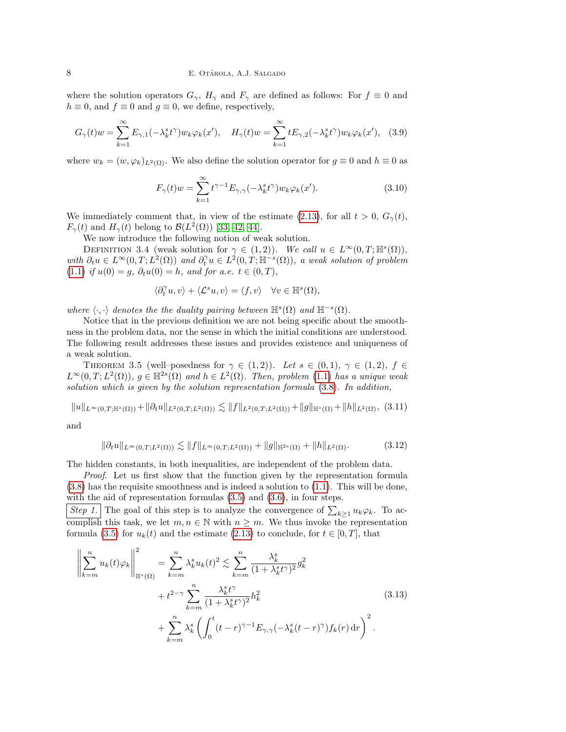where the solution operators $G_\gamma$, $H_\gamma$ and $F_\gamma$ are defined as follows: For $f \equiv 0$ and $h \equiv 0$, and $f \equiv 0$ and $g \equiv 0$, we define, respectively,

$$
G_\gamma(t)w = \sum_{k=1}^{\infty} E_{\gamma,1}(-\lambda_k^s t^\gamma) w_k \varphi_k(x'), \quad H_\gamma(t)w = \sum_{k=1}^{\infty} t E_{\gamma,2}(-\lambda_k^s t^\gamma) w_k \varphi_k(x'), \quad (3.9)
$$

where $w_k = (w, \varphi_k)_{L^2(\Omega)}$. We also define the solution operator for $g \equiv 0$ and $h \equiv 0$ as

$$
F_\gamma(t)w = \sum_{k=1}^{\infty} t^{\gamma-1} E_{\gamma,\gamma}(-\lambda_k^s t^\gamma) w_k \varphi_k(x'). \quad (3.10)
$$

We immediately comment that, in view of the estimate (2.13), for all $t > 0$, $G_\gamma(t)$, $F_\gamma(t)$ and $H_\gamma(t)$ belong to $\mathcal{B}(L^2(\Omega))$ [33, 42, 44].

We now introduce the following notion of weak solution.

Definition 3.4 (weak solution for $\gamma \in (1,2)$). *We call $u \in L^\infty(0,T;\mathbb{H}^s(\Omega))$, with $\partial_t u \in L^\infty(0,T;L^2(\Omega))$ and $\partial_t^\gamma u \in L^2(0,T;\mathbb{H}^{-s}(\Omega))$, a weak solution of problem (1.1) if $u(0) = g$, $\partial_t u(0) = h$, and for a.e. $t \in (0,T)$,*

$$
\langle \partial_t^\gamma u, v \rangle + \langle \mathcal{L}^s u, v \rangle = \langle f, v \rangle \quad \forall v \in \mathbb{H}^s(\Omega),
$$

*where $\langle \cdot, \cdot \rangle$ denotes the the duality pairing between $\mathbb{H}^s(\Omega)$ and $\mathbb{H}^{-s}(\Omega)$.*

Notice that in the previous definition we are not being specific about the smoothness in the problem data, nor the sense in which the initial conditions are understood. The following result addresses these issues and provides existence and uniqueness of a weak solution.

Theorem 3.5 (well–posedness for $\gamma \in (1,2)$). *Let $s \in (0,1)$, $\gamma \in (1,2)$, $f \in L^\infty(0,T;L^2(\Omega))$, $g \in \mathbb{H}^{2s}(\Omega)$ and $h \in L^2(\Omega)$. Then, problem (1.1) has a unique weak solution which is given by the solution representation formula (3.8). In addition,*

$$
\|u\|_{L^\infty(0,T;\mathbb{H}^s(\Omega))} + \|\partial_t u\|_{L^2(0,T;L^2(\Omega))} \lesssim \|f\|_{L^2(0,T;L^2(\Omega))} + \|g\|_{\mathbb{H}^s(\Omega)} + \|h\|_{L^2(\Omega)}, \quad (3.11)
$$

and

$$
\|\partial_t u\|_{L^\infty(0,T;L^2(\Omega))} \lesssim \|f\|_{L^\infty(0,T;L^2(\Omega))} + \|g\|_{\mathbb{H}^{2s}(\Omega)} + \|h\|_{L^2(\Omega)}. \quad (3.12)
$$

The hidden constants, in both inequalities, are independent of the problem data.

*Proof.* Let us first show that the function given by the representation formula (3.8) has the requisite smoothness and is indeed a solution to (1.1). This will be done, with the aid of representation formulas (3.5) and (3.6), in four steps.

Step 1. The goal of this step is to analyze the convergence of $\sum_{k\geq 1} u_k \varphi_k$. To accomplish this task, we let $m, n \in \mathbb{N}$ with $n \geq m$. We thus invoke the representation formula (3.5) for $u_k(t)$ and the estimate (2.13) to conclude, for $t \in [0,T]$, that

$$
\begin{aligned}
\left\| \sum_{k=m}^{n} u_k(t)\varphi_k \right\|_{\mathbb{H}^s(\Omega)}^2 &= \sum_{k=m}^{n} \lambda_k^s u_k(t)^2 \lesssim \sum_{k=m}^{n} \frac{\lambda_k^s}{(1+\lambda_k^s t^\gamma)^2} g_k^2 \\
&\quad + t^{2-\gamma} \sum_{k=m}^{n} \frac{\lambda_k^s t^\gamma}{(1+\lambda_k^s t^\gamma)^2} h_k^2 \\
&\quad + \sum_{k=m}^{n} \lambda_k^s \left( \int_0^t (t-r)^{\gamma-1} E_{\gamma,\gamma}(-\lambda_k^s (t-r)^\gamma) f_k(r)\,\mathrm{d}r \right)^2.
\end{aligned} \quad (3.13)
$$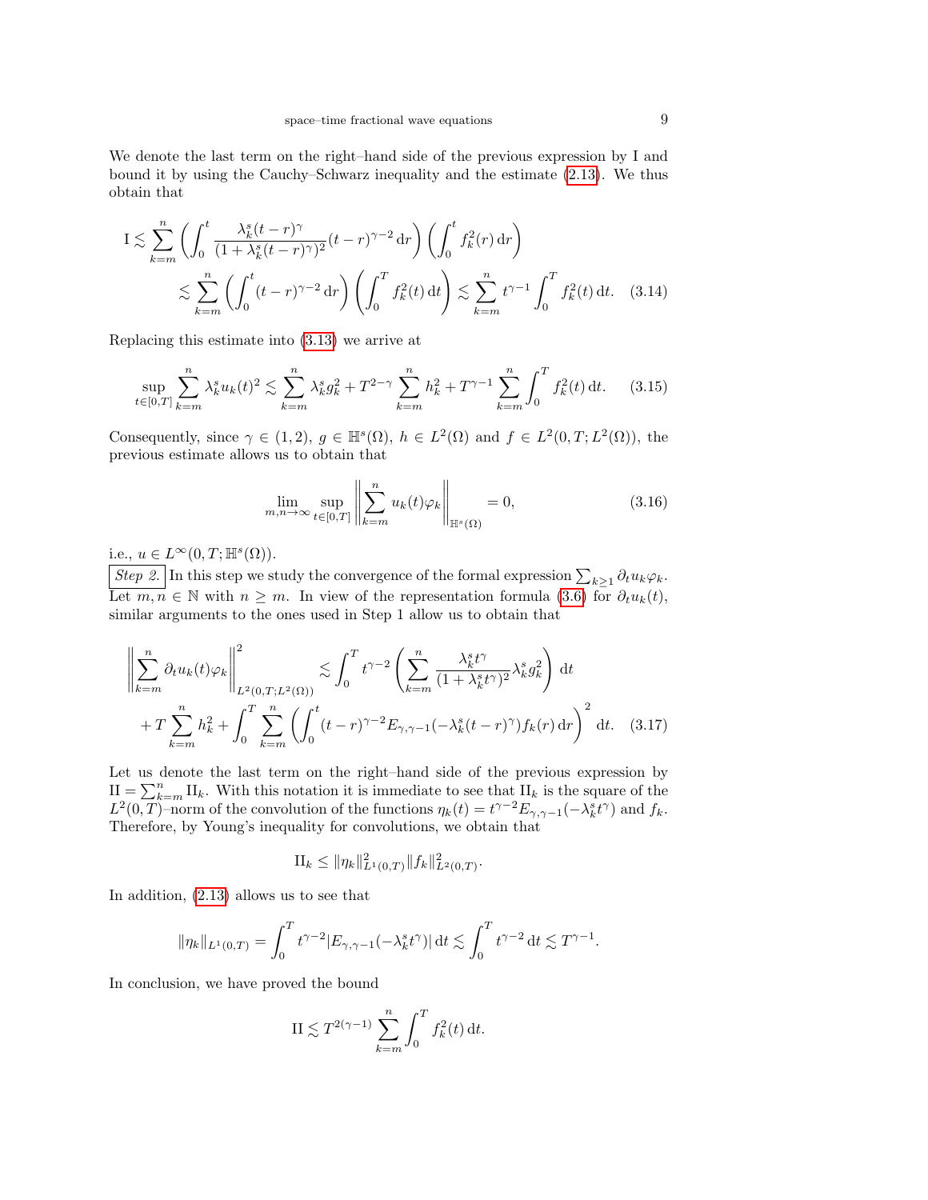We denote the last term on the right–hand side of the previous expression by I and bound it by using the Cauchy–Schwarz inequality and the estimate (2.13). We thus obtain that

$$
\begin{aligned}
\mathrm{I} &\lesssim \sum_{k=m}^{n} \left( \int_0^t \frac{\lambda_k^s (t-r)^\gamma}{(1+\lambda_k^s (t-r)^\gamma)^2} (t-r)^{\gamma-2} \, \mathrm{d}r \right) \left( \int_0^t f_k^2(r) \, \mathrm{d}r \right) \\
&\lesssim \sum_{k=m}^{n} \left( \int_0^t (t-r)^{\gamma-2} \, \mathrm{d}r \right) \left( \int_0^T f_k^2(t) \, \mathrm{d}t \right) \lesssim \sum_{k=m}^{n} t^{\gamma-1} \int_0^T f_k^2(t) \, \mathrm{d}t. \quad (3.14)
\end{aligned}
$$

Replacing this estimate into (3.13) we arrive at

$$
\sup_{t \in [0,T]} \sum_{k=m}^{n} \lambda_k^s u_k(t)^2 \lesssim \sum_{k=m}^{n} \lambda_k^s g_k^2 + T^{2-\gamma} \sum_{k=m}^{n} h_k^2 + T^{\gamma-1} \sum_{k=m}^{n} \int_0^T f_k^2(t) \, \mathrm{d}t. \quad (3.15)
$$

Consequently, since $\gamma \in (1,2)$, $g \in \mathbb{H}^s(\Omega)$, $h \in L^2(\Omega)$ and $f \in L^2(0,T;L^2(\Omega))$, the previous estimate allows us to obtain that

$$
\lim_{m,n \to \infty} \sup_{t \in [0,T]} \left\| \sum_{k=m}^{n} u_k(t) \varphi_k \right\|_{\mathbb{H}^s(\Omega)} = 0, \quad (3.16)
$$

i.e., $u \in L^\infty(0,T;\mathbb{H}^s(\Omega))$.

*Step 2.* In this step we study the convergence of the formal expression $\sum_{k \geq 1} \partial_t u_k \varphi_k$. Let $m,n \in \mathbb{N}$ with $n \geq m$. In view of the representation formula (3.6) for $\partial_t u_k(t)$, similar arguments to the ones used in Step 1 allow us to obtain that

$$
\begin{aligned}
\left\| \sum_{k=m}^{n} \partial_t u_k(t) \varphi_k \right\|_{L^2(0,T;L^2(\Omega))}^2 &\lesssim \int_0^T t^{\gamma-2} \left( \sum_{k=m}^{n} \frac{\lambda_k^s t^\gamma}{(1+\lambda_k^s t^\gamma)^2} \lambda_k^s g_k^2 \right) \mathrm{d}t \\
&+ T \sum_{k=m}^{n} h_k^2 + \int_0^T \sum_{k=m}^{n} \left( \int_0^t (t-r)^{\gamma-2} E_{\gamma,\gamma-1}(-\lambda_k^s (t-r)^\gamma) f_k(r) \, \mathrm{d}r \right)^2 \mathrm{d}t. \quad (3.17)
\end{aligned}
$$

Let us denote the last term on the right–hand side of the previous expression by $\mathrm{II} = \sum_{k=m}^{n} \mathrm{II}_k$. With this notation it is immediate to see that $\mathrm{II}_k$ is the square of the $L^2(0,T)$–norm of the convolution of the functions $\eta_k(t) = t^{\gamma-2} E_{\gamma,\gamma-1}(-\lambda_k^s t^\gamma)$ and $f_k$. Therefore, by Young's inequality for convolutions, we obtain that

$$
\mathrm{II}_k \leq \|\eta_k\|_{L^1(0,T)}^2 \|f_k\|_{L^2(0,T)}^2.
$$

In addition, (2.13) allows us to see that

$$
\|\eta_k\|_{L^1(0,T)} = \int_0^T t^{\gamma-2} |E_{\gamma,\gamma-1}(-\lambda_k^s t^\gamma)| \, \mathrm{d}t \lesssim \int_0^T t^{\gamma-2} \, \mathrm{d}t \lesssim T^{\gamma-1}.
$$

In conclusion, we have proved the bound

$$
\mathrm{II} \lesssim T^{2(\gamma-1)} \sum_{k=m}^{n} \int_0^T f_k^2(t) \, \mathrm{d}t.
$$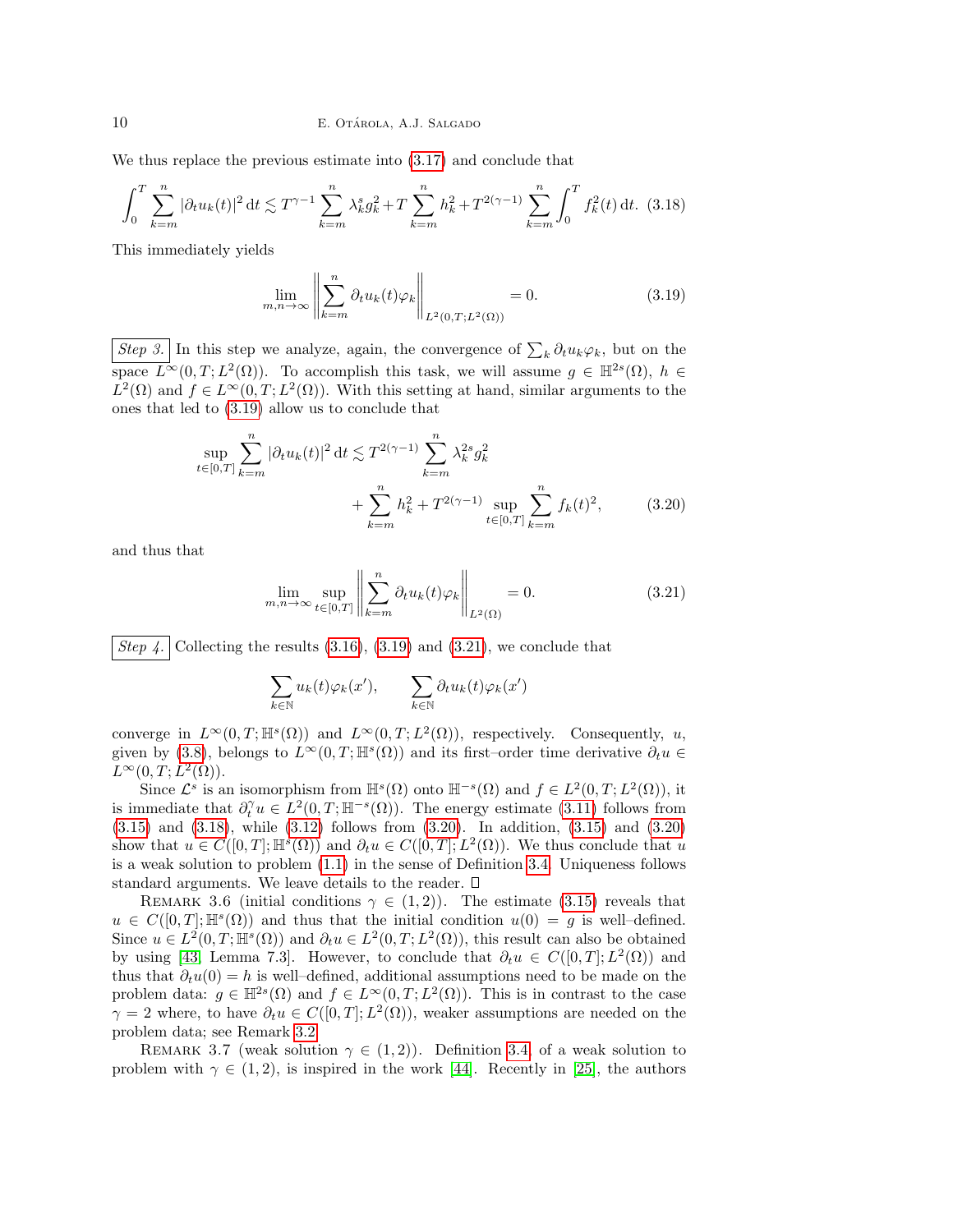We thus replace the previous estimate into (3.17) and conclude that

$$\int_0^T \sum_{k=m}^n |\partial_t u_k(t)|^2 \, \mathrm{d}t \lesssim T^{\gamma-1} \sum_{k=m}^n \lambda_k^s g_k^2 + T \sum_{k=m}^n h_k^2 + T^{2(\gamma-1)} \sum_{k=m}^n \int_0^T f_k^2(t) \, \mathrm{d}t. \quad (3.18)$$

This immediately yields

$$\lim_{m,n\to\infty} \left\| \sum_{k=m}^n \partial_t u_k(t) \varphi_k \right\|_{L^2(0,T;L^2(\Omega))} = 0. \quad (3.19)$$

*Step 3.* In this step we analyze, again, the convergence of $\sum_k \partial_t u_k \varphi_k$, but on the space $L^\infty(0,T;L^2(\Omega))$. To accomplish this task, we will assume $g \in \mathbb{H}^{2s}(\Omega)$, $h \in L^2(\Omega)$ and $f \in L^\infty(0,T;L^2(\Omega))$. With this setting at hand, similar arguments to the ones that led to (3.19) allow us to conclude that

$$\sup_{t\in[0,T]} \sum_{k=m}^n |\partial_t u_k(t)|^2 \, \mathrm{d}t \lesssim T^{2(\gamma-1)} \sum_{k=m}^n \lambda_k^{2s} g_k^2 + \sum_{k=m}^n h_k^2 + T^{2(\gamma-1)} \sup_{t\in[0,T]} \sum_{k=m}^n f_k(t)^2, \quad (3.20)$$

and thus that

$$\lim_{m,n\to\infty} \sup_{t\in[0,T]} \left\| \sum_{k=m}^n \partial_t u_k(t) \varphi_k \right\|_{L^2(\Omega)} = 0. \quad (3.21)$$

*Step 4.* Collecting the results (3.16), (3.19) and (3.21), we conclude that

$$\sum_{k\in\mathbb{N}} u_k(t)\varphi_k(x'), \qquad \sum_{k\in\mathbb{N}} \partial_t u_k(t)\varphi_k(x')$$

converge in $L^\infty(0,T;\mathbb{H}^s(\Omega))$ and $L^\infty(0,T;L^2(\Omega))$, respectively. Consequently, $u$, given by (3.8), belongs to $L^\infty(0,T;\mathbb{H}^s(\Omega))$ and its first–order time derivative $\partial_t u \in L^\infty(0,T;L^2(\Omega))$.

Since $\mathcal{L}^s$ is an isomorphism from $\mathbb{H}^s(\Omega)$ onto $\mathbb{H}^{-s}(\Omega)$ and $f \in L^2(0,T;L^2(\Omega))$, it is immediate that $\partial_t^\gamma u \in L^2(0,T;\mathbb{H}^{-s}(\Omega))$. The energy estimate (3.11) follows from (3.15) and (3.18), while (3.12) follows from (3.20). In addition, (3.15) and (3.20) show that $u \in C([0,T];\mathbb{H}^s(\Omega))$ and $\partial_t u \in C([0,T];L^2(\Omega))$. We thus conclude that $u$ is a weak solution to problem (1.1) in the sense of Definition 3.4. Uniqueness follows standard arguments. We leave details to the reader. □

Remark 3.6 (initial conditions $\gamma \in (1,2)$). The estimate (3.15) reveals that $u \in C([0,T];\mathbb{H}^s(\Omega))$ and thus that the initial condition $u(0) = g$ is well–defined. Since $u \in L^2(0,T;\mathbb{H}^s(\Omega))$ and $\partial_t u \in L^2(0,T;L^2(\Omega))$, this result can also be obtained by using [43, Lemma 7.3]. However, to conclude that $\partial_t u \in C([0,T];L^2(\Omega))$ and thus that $\partial_t u(0) = h$ is well–defined, additional assumptions need to be made on the problem data: $g \in \mathbb{H}^{2s}(\Omega)$ and $f \in L^\infty(0,T;L^2(\Omega))$. This is in contrast to the case $\gamma = 2$ where, to have $\partial_t u \in C([0,T];L^2(\Omega))$, weaker assumptions are needed on the problem data; see Remark 3.2.

Remark 3.7 (weak solution $\gamma \in (1,2)$). Definition 3.4 of a weak solution to problem with $\gamma \in (1,2)$, is inspired in the work [44]. Recently in [25], the authors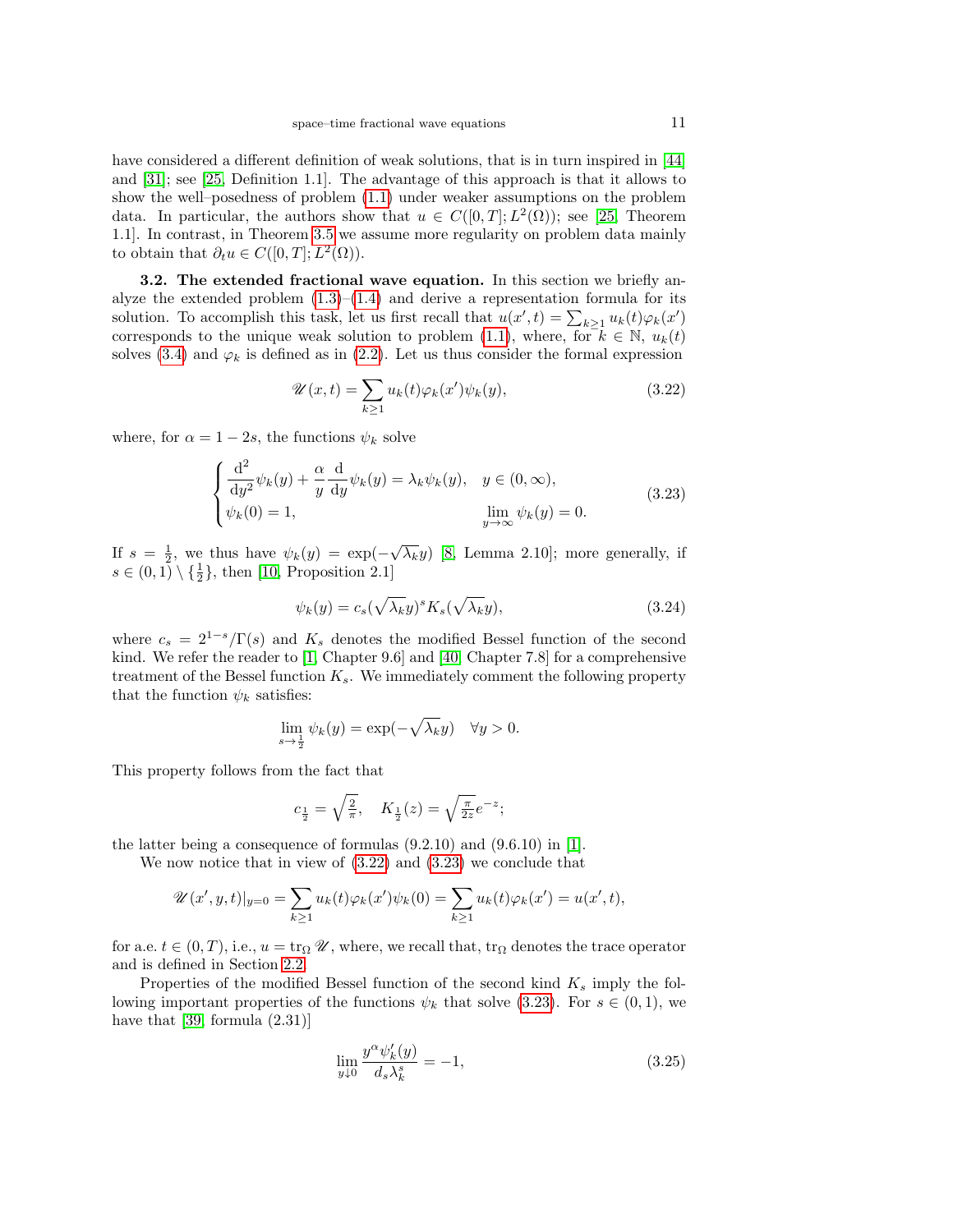have considered a different definition of weak solutions, that is in turn inspired in [44] and [31]; see [25, Definition 1.1]. The advantage of this approach is that it allows to show the well–posedness of problem (1.1) under weaker assumptions on the problem data. In particular, the authors show that $u \in C([0,T]; L^2(\Omega))$; see [25, Theorem 1.1]. In contrast, in Theorem 3.5 we assume more regularity on problem data mainly to obtain that $\partial_t u \in C([0,T]; L^2(\Omega))$.

**3.2. The extended fractional wave equation.** In this section we briefly analyze the extended problem (1.3)–(1.4) and derive a representation formula for its solution. To accomplish this task, let us first recall that $u(x',t) = \sum_{k\geq 1} u_k(t)\varphi_k(x')$ corresponds to the unique weak solution to problem (1.1), where, for $k \in \mathbb{N}$, $u_k(t)$ solves (3.4) and $\varphi_k$ is defined as in (2.2). Let us thus consider the formal expression

$$\mathscr{U}(x,t) = \sum_{k\geq 1} u_k(t)\varphi_k(x')\psi_k(y), \tag{3.22}$$

where, for $\alpha = 1 - 2s$, the functions $\psi_k$ solve

$$\begin{cases} \dfrac{\mathrm{d}^2}{\mathrm{d}y^2}\psi_k(y) + \dfrac{\alpha}{y}\dfrac{\mathrm{d}}{\mathrm{d}y}\psi_k(y) = \lambda_k\psi_k(y), & y \in (0,\infty), \\ \psi_k(0) = 1, & \lim\limits_{y\to\infty}\psi_k(y) = 0. \end{cases} \tag{3.23}$$

If $s = \frac{1}{2}$, we thus have $\psi_k(y) = \exp(-\sqrt{\lambda_k}y)$ [8, Lemma 2.10]; more generally, if $s \in (0,1)\setminus\{\frac{1}{2}\}$, then [10, Proposition 2.1]

$$\psi_k(y) = c_s(\sqrt{\lambda_k}y)^s K_s(\sqrt{\lambda_k}y), \tag{3.24}$$

where $c_s = 2^{1-s}/\Gamma(s)$ and $K_s$ denotes the modified Bessel function of the second kind. We refer the reader to [1, Chapter 9.6] and [40, Chapter 7.8] for a comprehensive treatment of the Bessel function $K_s$. We immediately comment the following property that the function $\psi_k$ satisfies:

$$\lim_{s\to\frac{1}{2}} \psi_k(y) = \exp(-\sqrt{\lambda_k}y) \quad \forall y > 0.$$

This property follows from the fact that

$$c_{\frac{1}{2}} = \sqrt{\tfrac{2}{\pi}}, \quad K_{\frac{1}{2}}(z) = \sqrt{\tfrac{\pi}{2z}}e^{-z};$$

the latter being a consequence of formulas (9.2.10) and (9.6.10) in [1].

We now notice that in view of (3.22) and (3.23) we conclude that

$$\mathscr{U}(x',y,t)|_{y=0} = \sum_{k\geq 1} u_k(t)\varphi_k(x')\psi_k(0) = \sum_{k\geq 1} u_k(t)\varphi_k(x') = u(x',t),$$

for a.e. $t \in (0,T)$, i.e., $u = \operatorname{tr}_\Omega \mathscr{U}$, where, we recall that, $\operatorname{tr}_\Omega$ denotes the trace operator and is defined in Section 2.2.

Properties of the modified Bessel function of the second kind $K_s$ imply the following important properties of the functions $\psi_k$ that solve (3.23). For $s \in (0,1)$, we have that [39, formula (2.31)]

$$\lim_{y\downarrow 0} \frac{y^\alpha \psi_k'(y)}{d_s\lambda_k^s} = -1, \tag{3.25}$$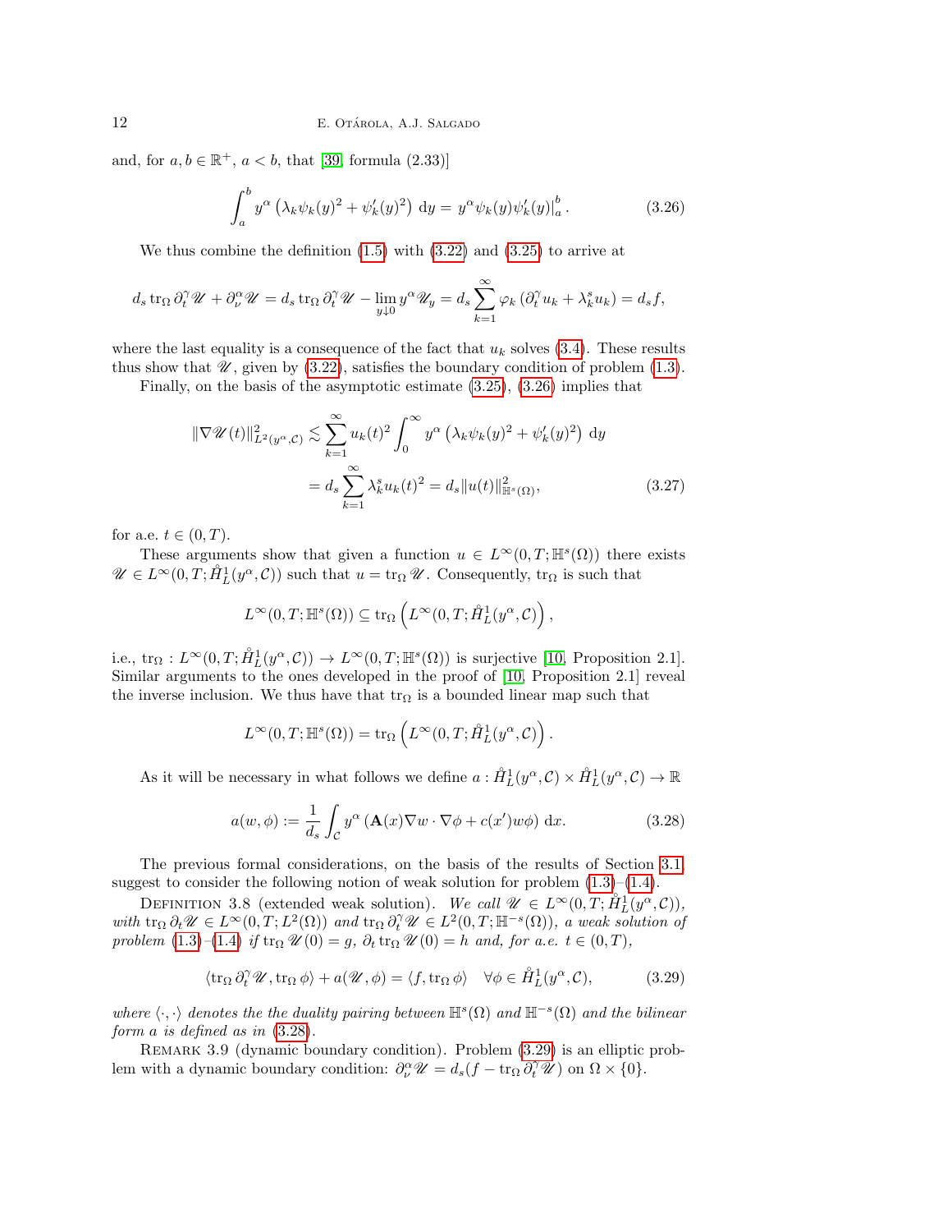and, for $a, b \in \mathbb{R}^+$, $a < b$, that [39, formula (2.33)]

$$\int_a^b y^\alpha \left( \lambda_k \psi_k(y)^2 + \psi_k'(y)^2 \right) \, \mathrm{d}y = y^\alpha \psi_k(y) \psi_k'(y) \big|_a^b . \tag{3.26}$$

We thus combine the definition (1.5) with (3.22) and (3.25) to arrive at

$$d_s \operatorname{tr}_\Omega \partial_t^\gamma \mathscr{U} + \partial_\nu^\alpha \mathscr{U} = d_s \operatorname{tr}_\Omega \partial_t^\gamma \mathscr{U} - \lim_{y \downarrow 0} y^\alpha \mathscr{U}_y = d_s \sum_{k=1}^\infty \varphi_k \left( \partial_t^\gamma u_k + \lambda_k^s u_k \right) = d_s f,$$

where the last equality is a consequence of the fact that $u_k$ solves (3.4). These results thus show that $\mathscr{U}$, given by (3.22), satisfies the boundary condition of problem (1.3).

Finally, on the basis of the asymptotic estimate (3.25), (3.26) implies that

$$\begin{aligned} \|\nabla \mathscr{U}(t)\|_{L^2(y^\alpha, \mathcal{C})}^2 &\lesssim \sum_{k=1}^\infty u_k(t)^2 \int_0^\infty y^\alpha \left( \lambda_k \psi_k(y)^2 + \psi_k'(y)^2 \right) \, \mathrm{d}y \\ &= d_s \sum_{k=1}^\infty \lambda_k^s u_k(t)^2 = d_s \|u(t)\|_{\mathbb{H}^s(\Omega)}^2, \end{aligned} \tag{3.27}$$

for a.e. $t \in (0, T)$.

These arguments show that given a function $u \in L^\infty(0, T; \mathbb{H}^s(\Omega))$ there exists $\mathscr{U} \in L^\infty(0, T; \mathring{H}_L^1(y^\alpha, \mathcal{C}))$ such that $u = \operatorname{tr}_\Omega \mathscr{U}$. Consequently, $\operatorname{tr}_\Omega$ is such that

$$L^\infty(0, T; \mathbb{H}^s(\Omega)) \subseteq \operatorname{tr}_\Omega \left( L^\infty(0, T; \mathring{H}_L^1(y^\alpha, \mathcal{C}) \right),$$

i.e., $\operatorname{tr}_\Omega : L^\infty(0, T; \mathring{H}_L^1(y^\alpha, \mathcal{C})) \to L^\infty(0, T; \mathbb{H}^s(\Omega))$ is surjective [10, Proposition 2.1]. Similar arguments to the ones developed in the proof of [10, Proposition 2.1] reveal the inverse inclusion. We thus have that $\operatorname{tr}_\Omega$ is a bounded linear map such that

$$L^\infty(0, T; \mathbb{H}^s(\Omega)) = \operatorname{tr}_\Omega \left( L^\infty(0, T; \mathring{H}_L^1(y^\alpha, \mathcal{C}) \right).$$

As it will be necessary in what follows we define $a : \mathring{H}_L^1(y^\alpha, \mathcal{C}) \times \mathring{H}_L^1(y^\alpha, \mathcal{C}) \to \mathbb{R}$

$$a(w, \phi) := \frac{1}{d_s} \int_{\mathcal{C}} y^\alpha \left( \mathbf{A}(x) \nabla w \cdot \nabla \phi + c(x') w \phi \right) \, \mathrm{d}x. \tag{3.28}$$

The previous formal considerations, on the basis of the results of Section 3.1, suggest to consider the following notion of weak solution for problem (1.3)–(1.4).

Definition 3.8 (extended weak solution). *We call $\mathscr{U} \in L^\infty(0, T; \mathring{H}_L^1(y^\alpha, \mathcal{C}))$, with $\operatorname{tr}_\Omega \partial_t \mathscr{U} \in L^\infty(0, T; L^2(\Omega))$ and $\operatorname{tr}_\Omega \partial_t^\gamma \mathscr{U} \in L^2(0, T; \mathbb{H}^{-s}(\Omega))$, a weak solution of problem (1.3)–(1.4) if $\operatorname{tr}_\Omega \mathscr{U}(0) = g$, $\partial_t \operatorname{tr}_\Omega \mathscr{U}(0) = h$ and, for a.e. $t \in (0, T)$,*

$$\langle \operatorname{tr}_\Omega \partial_t^\gamma \mathscr{U}, \operatorname{tr}_\Omega \phi \rangle + a(\mathscr{U}, \phi) = \langle f, \operatorname{tr}_\Omega \phi \rangle \quad \forall \phi \in \mathring{H}_L^1(y^\alpha, \mathcal{C}), \tag{3.29}$$

*where $\langle \cdot, \cdot \rangle$ denotes the the duality pairing between $\mathbb{H}^s(\Omega)$ and $\mathbb{H}^{-s}(\Omega)$ and the bilinear form $a$ is defined as in (3.28).*

Remark 3.9 (dynamic boundary condition). Problem (3.29) is an elliptic problem with a dynamic boundary condition: $\partial_\nu^\alpha \mathscr{U} = d_s(f - \operatorname{tr}_\Omega \partial_t^\gamma \mathscr{U})$ on $\Omega \times \{0\}$.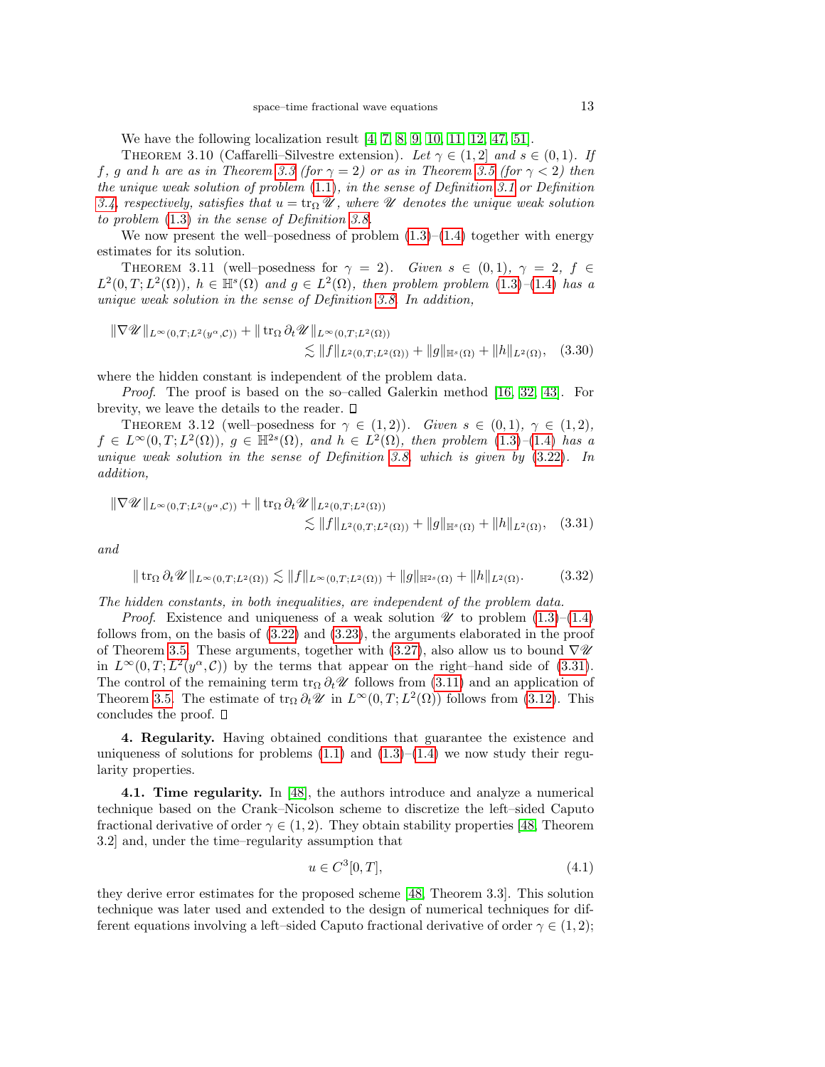We have the following localization result [4, 7, 8, 9, 10, 11, 12, 47, 51].

Theorem 3.10 (Caffarelli–Silvestre extension). *Let $\gamma \in (1,2]$ and $s \in (0,1)$. If $f$, $g$ and $h$ are as in Theorem 3.3 (for $\gamma = 2$) or as in Theorem 3.5 (for $\gamma < 2$) then the unique weak solution of problem (1.1), in the sense of Definition 3.1 or Definition 3.4, respectively, satisfies that $u = \operatorname{tr}_\Omega \mathscr{U}$, where $\mathscr{U}$ denotes the unique weak solution to problem (1.3) in the sense of Definition 3.8.*

We now present the well–posedness of problem (1.3)–(1.4) together with energy estimates for its solution.

Theorem 3.11 (well–posedness for $\gamma = 2$). *Given $s \in (0,1)$, $\gamma = 2$, $f \in L^2(0,T;L^2(\Omega))$, $h \in \mathbb{H}^s(\Omega)$ and $g \in L^2(\Omega)$, then problem problem (1.3)–(1.4) has a unique weak solution in the sense of Definition 3.8. In addition,*

$$
\|\nabla \mathscr{U}\|_{L^\infty(0,T;L^2(y^\alpha,\mathcal{C}))} + \|\operatorname{tr}_\Omega \partial_t \mathscr{U}\|_{L^\infty(0,T;L^2(\Omega))} \lesssim \|f\|_{L^2(0,T;L^2(\Omega))} + \|g\|_{\mathbb{H}^s(\Omega)} + \|h\|_{L^2(\Omega)}, \quad (3.30)
$$

where the hidden constant is independent of the problem data.

*Proof.* The proof is based on the so–called Galerkin method [16, 32, 43]. For brevity, we leave the details to the reader. □

Theorem 3.12 (well–posedness for $\gamma \in (1,2)$). *Given $s \in (0,1)$, $\gamma \in (1,2)$, $f \in L^\infty(0,T;L^2(\Omega))$, $g \in \mathbb{H}^{2s}(\Omega)$, and $h \in L^2(\Omega)$, then problem (1.3)–(1.4) has a unique weak solution in the sense of Definition 3.8, which is given by (3.22). In addition,*

$$
\|\nabla \mathscr{U}\|_{L^\infty(0,T;L^2(y^\alpha,\mathcal{C}))} + \|\operatorname{tr}_\Omega \partial_t \mathscr{U}\|_{L^2(0,T;L^2(\Omega))} \lesssim \|f\|_{L^2(0,T;L^2(\Omega))} + \|g\|_{\mathbb{H}^s(\Omega)} + \|h\|_{L^2(\Omega)}, \quad (3.31)
$$

*and*

$$
\|\operatorname{tr}_\Omega \partial_t \mathscr{U}\|_{L^\infty(0,T;L^2(\Omega))} \lesssim \|f\|_{L^\infty(0,T;L^2(\Omega))} + \|g\|_{\mathbb{H}^{2s}(\Omega)} + \|h\|_{L^2(\Omega)}. \quad (3.32)
$$

*The hidden constants, in both inequalities, are independent of the problem data.*

*Proof.* Existence and uniqueness of a weak solution $\mathscr{U}$ to problem (1.3)–(1.4) follows from, on the basis of (3.22) and (3.23), the arguments elaborated in the proof of Theorem 3.5. These arguments, together with (3.27), also allow us to bound $\nabla\mathscr{U}$ in $L^\infty(0,T;L^2(y^\alpha,\mathcal{C}))$ by the terms that appear on the right–hand side of (3.31). The control of the remaining term $\operatorname{tr}_\Omega \partial_t \mathscr{U}$ follows from (3.11) and an application of Theorem 3.5. The estimate of $\operatorname{tr}_\Omega \partial_t \mathscr{U}$ in $L^\infty(0,T;L^2(\Omega))$ follows from (3.12). This concludes the proof. □

## 4. Regularity.

Having obtained conditions that guarantee the existence and uniqueness of solutions for problems (1.1) and (1.3)–(1.4) we now study their regularity properties.

### 4.1. Time regularity.

In [48], the authors introduce and analyze a numerical technique based on the Crank–Nicolson scheme to discretize the left–sided Caputo fractional derivative of order $\gamma \in (1,2)$. They obtain stability properties [48, Theorem 3.2] and, under the time–regularity assumption that

$$
u \in C^3[0,T], \quad (4.1)
$$

they derive error estimates for the proposed scheme [48, Theorem 3.3]. This solution technique was later used and extended to the design of numerical techniques for different equations involving a left–sided Caputo fractional derivative of order $\gamma \in (1,2)$;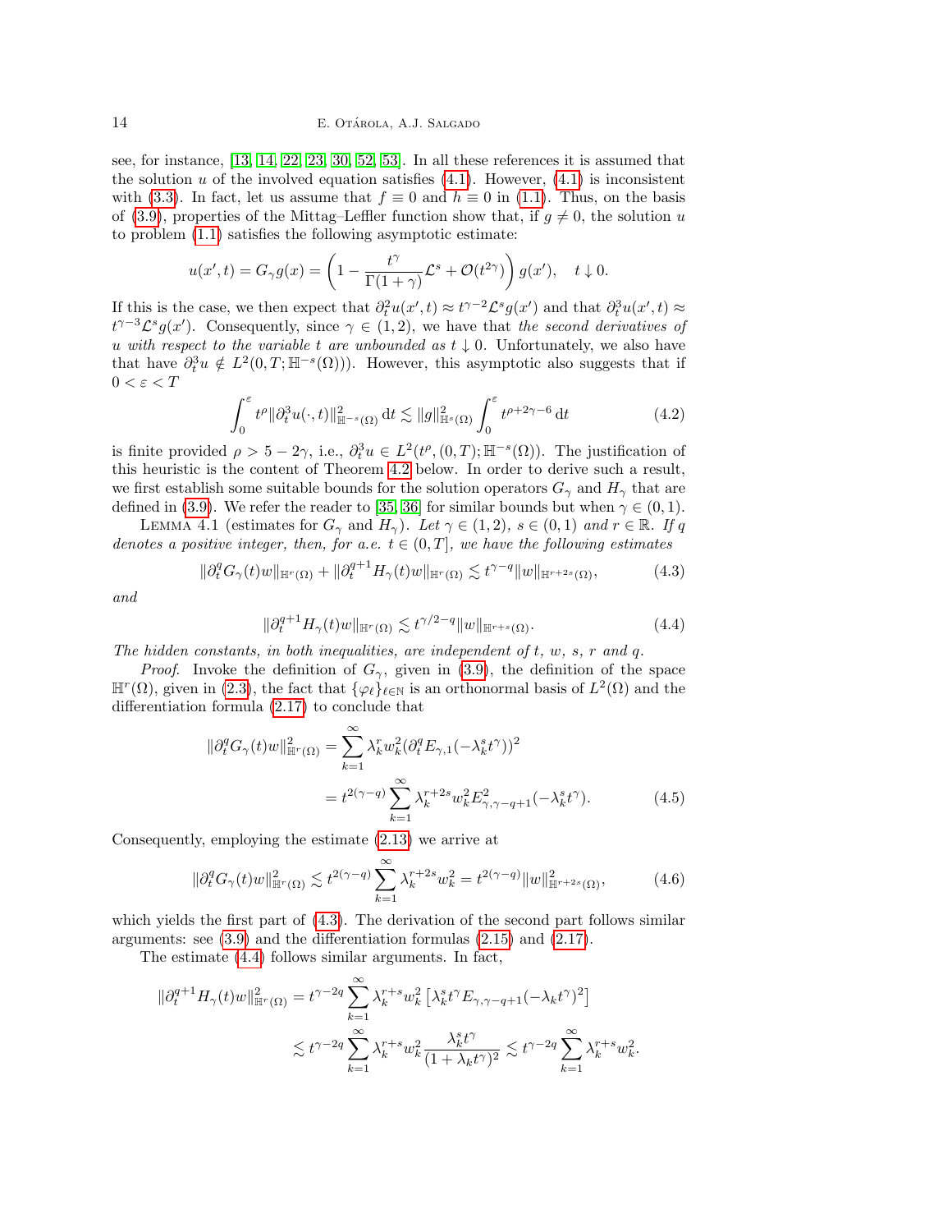see, for instance, [13, 14, 22, 23, 30, 52, 53]. In all these references it is assumed that the solution $u$ of the involved equation satisfies (4.1). However, (4.1) is inconsistent with (3.3). In fact, let us assume that $f \equiv 0$ and $h \equiv 0$ in (1.1). Thus, on the basis of (3.9), properties of the Mittag–Leffler function show that, if $g \neq 0$, the solution $u$ to problem (1.1) satisfies the following asymptotic estimate:

$$
u(x',t) = G_\gamma g(x) = \left(1 - \frac{t^\gamma}{\Gamma(1+\gamma)}\mathcal{L}^s + \mathcal{O}(t^{2\gamma})\right) g(x'), \quad t \downarrow 0.
$$

If this is the case, we then expect that $\partial_t^2 u(x',t) \approx t^{\gamma-2}\mathcal{L}^s g(x')$ and that $\partial_t^3 u(x',t) \approx t^{\gamma-3}\mathcal{L}^s g(x')$. Consequently, since $\gamma \in (1,2)$, we have that *the second derivatives of $u$ with respect to the variable $t$ are unbounded as $t \downarrow 0$*. Unfortunately, we also have that have $\partial_t^3 u \notin L^2(0,T;\mathbb{H}^{-s}(\Omega)))$. However, this asymptotic also suggests that if $0 < \varepsilon < T$

$$
\int_0^\varepsilon t^\rho \|\partial_t^3 u(\cdot,t)\|^2_{\mathbb{H}^{-s}(\Omega)} \,\mathrm{d}t \lesssim \|g\|^2_{\mathbb{H}^s(\Omega)} \int_0^\varepsilon t^{\rho+2\gamma-6}\,\mathrm{d}t \tag{4.2}
$$

is finite provided $\rho > 5 - 2\gamma$, i.e., $\partial_t^3 u \in L^2(t^\rho,(0,T);\mathbb{H}^{-s}(\Omega))$. The justification of this heuristic is the content of Theorem 4.2 below. In order to derive such a result, we first establish some suitable bounds for the solution operators $G_\gamma$ and $H_\gamma$ that are defined in (3.9). We refer the reader to [35, 36] for similar bounds but when $\gamma \in (0,1)$.

Lemma 4.1 (estimates for $G_\gamma$ and $H_\gamma$). *Let $\gamma \in (1,2)$, $s \in (0,1)$ and $r \in \mathbb{R}$. If $q$ denotes a positive integer, then, for a.e. $t \in (0,T]$, we have the following estimates*

$$
\|\partial_t^q G_\gamma(t) w\|_{\mathbb{H}^r(\Omega)} + \|\partial_t^{q+1} H_\gamma(t) w\|_{\mathbb{H}^r(\Omega)} \lesssim t^{\gamma-q}\|w\|_{\mathbb{H}^{r+2s}(\Omega)}, \tag{4.3}
$$

*and*

$$
\|\partial_t^{q+1} H_\gamma(t) w\|_{\mathbb{H}^r(\Omega)} \lesssim t^{\gamma/2-q}\|w\|_{\mathbb{H}^{r+s}(\Omega)}. \tag{4.4}
$$

*The hidden constants, in both inequalities, are independent of $t$, $w$, $s$, $r$ and $q$.*

*Proof*. Invoke the definition of $G_\gamma$, given in (3.9), the definition of the space $\mathbb{H}^r(\Omega)$, given in (2.3), the fact that $\{\varphi_\ell\}_{\ell\in\mathbb{N}}$ is an orthonormal basis of $L^2(\Omega)$ and the differentiation formula (2.17) to conclude that

$$
\begin{aligned}
\|\partial_t^q G_\gamma(t) w\|^2_{\mathbb{H}^r(\Omega)} &= \sum_{k=1}^\infty \lambda_k^r w_k^2 (\partial_t^q E_{\gamma,1}(-\lambda_k^s t^\gamma))^2 \\
&= t^{2(\gamma-q)} \sum_{k=1}^\infty \lambda_k^{r+2s} w_k^2 E^2_{\gamma,\gamma-q+1}(-\lambda_k^s t^\gamma).
\end{aligned} \tag{4.5}
$$

Consequently, employing the estimate (2.13) we arrive at

$$
\|\partial_t^q G_\gamma(t) w\|^2_{\mathbb{H}^r(\Omega)} \lesssim t^{2(\gamma-q)} \sum_{k=1}^\infty \lambda_k^{r+2s} w_k^2 = t^{2(\gamma-q)}\|w\|^2_{\mathbb{H}^{r+2s}(\Omega)}, \tag{4.6}
$$

which yields the first part of (4.3). The derivation of the second part follows similar arguments: see (3.9) and the differentiation formulas (2.15) and (2.17).

The estimate (4.4) follows similar arguments. In fact,

$$
\begin{aligned}
\|\partial_t^{q+1} H_\gamma(t) w\|^2_{\mathbb{H}^r(\Omega)} &= t^{\gamma-2q} \sum_{k=1}^\infty \lambda_k^{r+s} w_k^2 \left[\lambda_k^s t^\gamma E_{\gamma,\gamma-q+1}(-\lambda_k t^\gamma)^2\right] \\
&\lesssim t^{\gamma-2q} \sum_{k=1}^\infty \lambda_k^{r+s} w_k^2 \frac{\lambda_k^s t^\gamma}{(1+\lambda_k t^\gamma)^2} \lesssim t^{\gamma-2q} \sum_{k=1}^\infty \lambda_k^{r+s} w_k^2.
\end{aligned}
$$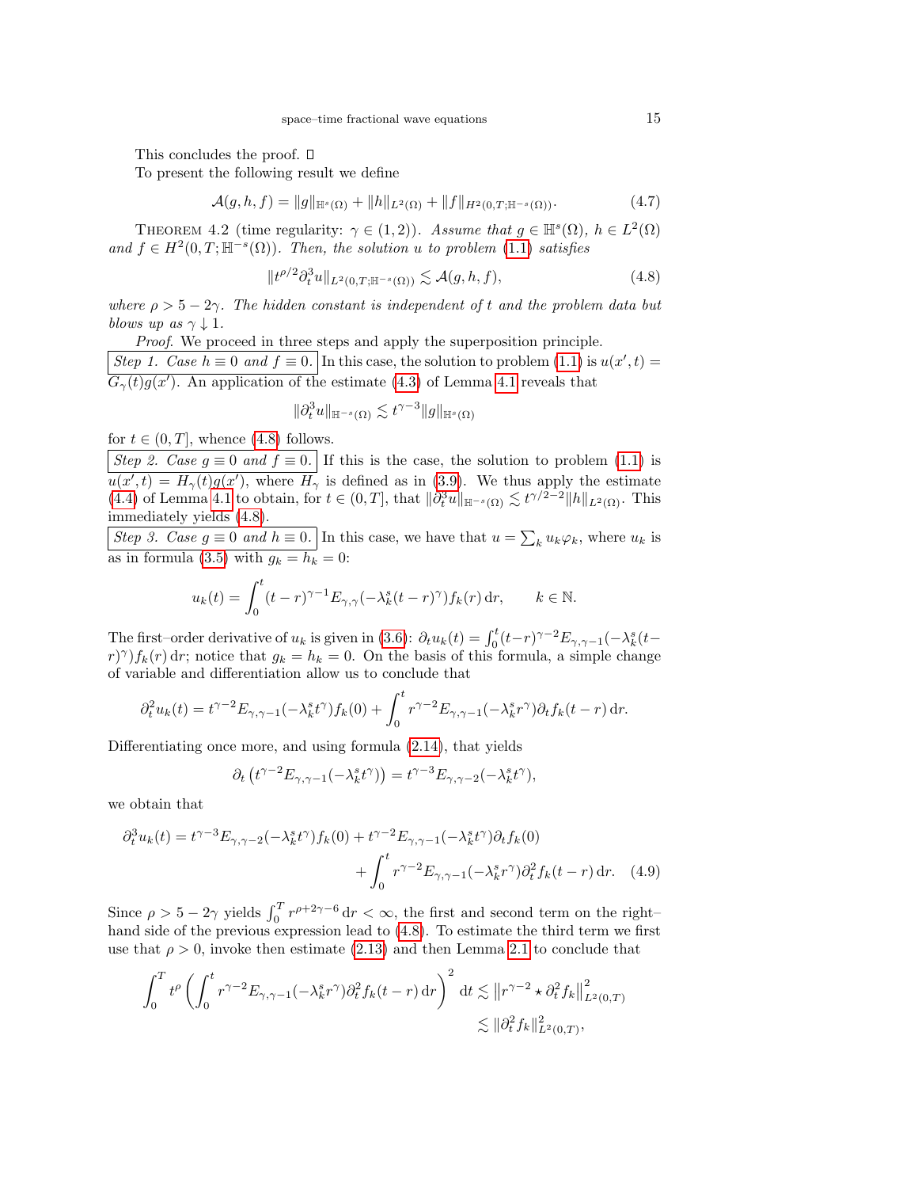This concludes the proof. □

To present the following result we define

$$\mathcal{A}(g,h,f) = \|g\|_{\mathbb{H}^s(\Omega)} + \|h\|_{L^2(\Omega)} + \|f\|_{H^2(0,T;\mathbb{H}^{-s}(\Omega))}. \tag{4.7}$$

THEOREM 4.2 (time regularity: $\gamma \in (1,2)$). *Assume that $g \in \mathbb{H}^s(\Omega)$, $h \in L^2(\Omega)$ and $f \in H^2(0,T;\mathbb{H}^{-s}(\Omega))$. Then, the solution $u$ to problem (1.1) satisfies*

$$\|t^{\rho/2}\partial_t^3 u\|_{L^2(0,T;\mathbb{H}^{-s}(\Omega))} \lesssim \mathcal{A}(g,h,f), \tag{4.8}$$

*where $\rho > 5-2\gamma$. The hidden constant is independent of $t$ and the problem data but blows up as $\gamma \downarrow 1$.*

*Proof.* We proceed in three steps and apply the superposition principle.

Step 1. *Case $h \equiv 0$ and $f \equiv 0$.* In this case, the solution to problem (1.1) is $u(x',t) = G_\gamma(t)g(x')$. An application of the estimate (4.3) of Lemma 4.1 reveals that

$$\|\partial_t^3 u\|_{\mathbb{H}^{-s}(\Omega)} \lesssim t^{\gamma-3}\|g\|_{\mathbb{H}^s(\Omega)}$$

for $t \in (0,T]$, whence (4.8) follows.

Step 2. *Case $g \equiv 0$ and $f \equiv 0$.* If this is the case, the solution to problem (1.1) is $u(x',t) = H_\gamma(t)g(x')$, where $H_\gamma$ is defined as in (3.9). We thus apply the estimate (4.4) of Lemma 4.1 to obtain, for $t \in (0,T]$, that $\|\partial_t^3 u\|_{\mathbb{H}^{-s}(\Omega)} \lesssim t^{\gamma/2-2}\|h\|_{L^2(\Omega)}$. This immediately yields (4.8).

Step 3. *Case $g \equiv 0$ and $h \equiv 0$.* In this case, we have that $u = \sum_k u_k\varphi_k$, where $u_k$ is as in formula (3.5) with $g_k = h_k = 0$:

$$u_k(t) = \int_0^t (t-r)^{\gamma-1}E_{\gamma,\gamma}(-\lambda_k^s(t-r)^\gamma)f_k(r)\,\mathrm{d}r, \qquad k \in \mathbb{N}.$$

The first–order derivative of $u_k$ is given in (3.6): $\partial_t u_k(t) = \int_0^t (t-r)^{\gamma-2}E_{\gamma,\gamma-1}(-\lambda_k^s(t-r)^\gamma)f_k(r)\,\mathrm{d}r$; notice that $g_k = h_k = 0$. On the basis of this formula, a simple change of variable and differentiation allow us to conclude that

$$\partial_t^2 u_k(t) = t^{\gamma-2}E_{\gamma,\gamma-1}(-\lambda_k^s t^\gamma)f_k(0) + \int_0^t r^{\gamma-2}E_{\gamma,\gamma-1}(-\lambda_k^s r^\gamma)\partial_t f_k(t-r)\,\mathrm{d}r.$$

Differentiating once more, and using formula (2.14), that yields

$$\partial_t\left(t^{\gamma-2}E_{\gamma,\gamma-1}(-\lambda_k^s t^\gamma)\right) = t^{\gamma-3}E_{\gamma,\gamma-2}(-\lambda_k^s t^\gamma),$$

we obtain that

$$\begin{aligned}\partial_t^3 u_k(t) = t^{\gamma-3}E_{\gamma,\gamma-2}(-\lambda_k^s t^\gamma)f_k(0) + t^{\gamma-2}E_{\gamma,\gamma-1}(-\lambda_k^s t^\gamma)\partial_t f_k(0)& \\ + \int_0^t r^{\gamma-2}E_{\gamma,\gamma-1}(-\lambda_k^s r^\gamma)\partial_t^2 f_k(t-r)\,\mathrm{d}r.&\end{aligned} \tag{4.9}$$

Since $\rho > 5-2\gamma$ yields $\int_0^T r^{\rho+2\gamma-6}\,\mathrm{d}r < \infty$, the first and second term on the right–hand side of the previous expression lead to (4.8). To estimate the third term we first use that $\rho > 0$, invoke then estimate (2.13) and then Lemma 2.1 to conclude that

$$\begin{aligned}\int_0^T t^\rho\left(\int_0^t r^{\gamma-2}E_{\gamma,\gamma-1}(-\lambda_k^s r^\gamma)\partial_t^2 f_k(t-r)\,\mathrm{d}r\right)^2\,\mathrm{d}t &\lesssim \left\|r^{\gamma-2}\star\partial_t^2 f_k\right\|_{L^2(0,T)}^2 \\ &\lesssim \|\partial_t^2 f_k\|_{L^2(0,T)}^2,\end{aligned}$$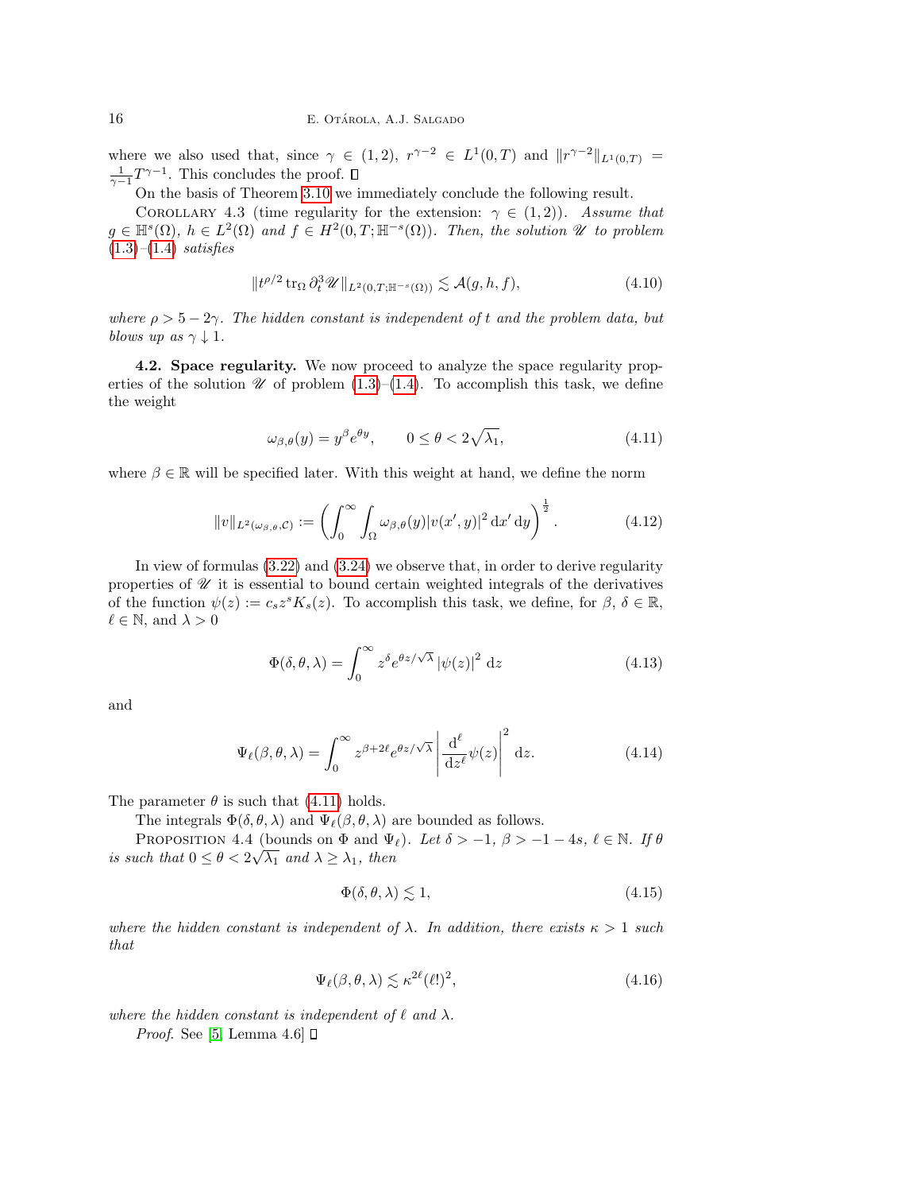where we also used that, since $\gamma \in (1,2)$, $r^{\gamma-2} \in L^1(0,T)$ and $\|r^{\gamma-2}\|_{L^1(0,T)} = \frac{1}{\gamma-1}T^{\gamma-1}$. This concludes the proof. ☐

On the basis of Theorem 3.10 we immediately conclude the following result.

Corollary 4.3 (time regularity for the extension: $\gamma \in (1,2)$). *Assume that $g \in \mathbb{H}^s(\Omega)$, $h \in L^2(\Omega)$ and $f \in H^2(0,T;\mathbb{H}^{-s}(\Omega))$. Then, the solution $\mathscr{U}$ to problem (1.3)–(1.4) satisfies*

$$\|t^{\rho/2} \operatorname{tr}_\Omega \partial_t^3 \mathscr{U}\|_{L^2(0,T;\mathbb{H}^{-s}(\Omega))} \lesssim \mathcal{A}(g,h,f), \tag{4.10}$$

*where $\rho > 5 - 2\gamma$. The hidden constant is independent of $t$ and the problem data, but blows up as $\gamma \downarrow 1$.*

**4.2. Space regularity.** We now proceed to analyze the space regularity properties of the solution $\mathscr{U}$ of problem (1.3)–(1.4). To accomplish this task, we define the weight

$$\omega_{\beta,\theta}(y) = y^\beta e^{\theta y}, \qquad 0 \leq \theta < 2\sqrt{\lambda_1}, \tag{4.11}$$

where $\beta \in \mathbb{R}$ will be specified later. With this weight at hand, we define the norm

$$\|v\|_{L^2(\omega_{\beta,\theta},\mathcal{C})} := \left( \int_0^\infty \int_\Omega \omega_{\beta,\theta}(y) |v(x',y)|^2 \, \mathrm{d}x' \, \mathrm{d}y \right)^{\frac{1}{2}}. \tag{4.12}$$

In view of formulas (3.22) and (3.24) we observe that, in order to derive regularity properties of $\mathscr{U}$ it is essential to bound certain weighted integrals of the derivatives of the function $\psi(z) := c_s z^s K_s(z)$. To accomplish this task, we define, for $\beta$, $\delta \in \mathbb{R}$, $\ell \in \mathbb{N}$, and $\lambda > 0$

$$\Phi(\delta,\theta,\lambda) = \int_0^\infty z^\delta e^{\theta z/\sqrt{\lambda}} \left|\psi(z)\right|^2 \, \mathrm{d}z \tag{4.13}$$

and

$$\Psi_\ell(\beta,\theta,\lambda) = \int_0^\infty z^{\beta+2\ell} e^{\theta z/\sqrt{\lambda}} \left| \frac{\mathrm{d}^\ell}{\mathrm{d}z^\ell} \psi(z) \right|^2 \, \mathrm{d}z. \tag{4.14}$$

The parameter $\theta$ is such that (4.11) holds.

The integrals $\Phi(\delta,\theta,\lambda)$ and $\Psi_\ell(\beta,\theta,\lambda)$ are bounded as follows.

Proposition 4.4 (bounds on $\Phi$ and $\Psi_\ell$). *Let $\delta > -1$, $\beta > -1-4s$, $\ell \in \mathbb{N}$. If $\theta$ is such that $0 \leq \theta < 2\sqrt{\lambda_1}$ and $\lambda \geq \lambda_1$, then*

$$\Phi(\delta,\theta,\lambda) \lesssim 1, \tag{4.15}$$

*where the hidden constant is independent of $\lambda$. In addition, there exists $\kappa > 1$ such that*

$$\Psi_\ell(\beta,\theta,\lambda) \lesssim \kappa^{2\ell}(\ell!)^2, \tag{4.16}$$

*where the hidden constant is independent of $\ell$ and $\lambda$.*

*Proof*. See [5, Lemma 4.6] ☐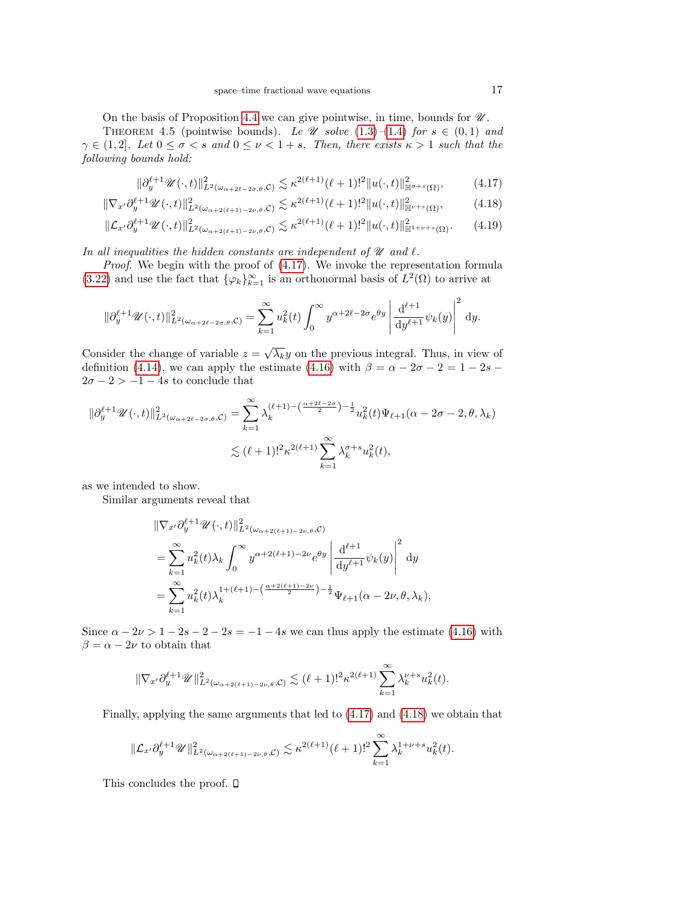On the basis of Proposition 4.4 we can give pointwise, in time, bounds for $\mathscr{U}$.

THEOREM 4.5 (pointwise bounds). *Le $\mathscr{U}$ solve (1.3)–(1.4) for $s \in (0,1)$ and $\gamma \in (1,2]$. Let $0 \leq \sigma < s$ and $0 \leq \nu < 1+s$. Then, there exists $\kappa > 1$ such that the following bounds hold:*

$$\|\partial_y^{\ell+1} \mathscr{U}(\cdot,t)\|^2_{L^2(\omega_{\alpha+2\ell-2\sigma,\theta},\mathcal{C})} \lesssim \kappa^{2(\ell+1)}(\ell+1)!^2 \|u(\cdot,t)\|^2_{\mathbb{H}^{\sigma+s}(\Omega)}, \tag{4.17}$$

$$\|\nabla_{x'} \partial_y^{\ell+1} \mathscr{U}(\cdot,t)\|^2_{L^2(\omega_{\alpha+2(\ell+1)-2\nu,\theta},\mathcal{C})} \lesssim \kappa^{2(\ell+1)}(\ell+1)!^2 \|u(\cdot,t)\|^2_{\mathbb{H}^{\nu+s}(\Omega)}, \tag{4.18}$$

$$\|\mathcal{L}_{x'} \partial_y^{\ell+1} \mathscr{U}(\cdot,t)\|^2_{L^2(\omega_{\alpha+2(\ell+1)-2\nu,\theta},\mathcal{C})} \lesssim \kappa^{2(\ell+1)}(\ell+1)!^2 \|u(\cdot,t)\|^2_{\mathbb{H}^{1+\nu+s}(\Omega)}. \tag{4.19}$$

*In all inequalities the hidden constants are independent of $\mathscr{U}$ and $\ell$.*

*Proof.* We begin with the proof of (4.17). We invoke the representation formula (3.22) and use the fact that $\{\varphi_k\}_{k=1}^\infty$ is an orthonormal basis of $L^2(\Omega)$ to arrive at

$$\|\partial_y^{\ell+1} \mathscr{U}(\cdot,t)\|^2_{L^2(\omega_{\alpha+2\ell-2\sigma,\theta},\mathcal{C})} = \sum_{k=1}^\infty u_k^2(t) \int_0^\infty y^{\alpha+2\ell-2\sigma} e^{\theta y} \left| \frac{\mathrm{d}^{\ell+1}}{\mathrm{d}y^{\ell+1}} \psi_k(y) \right|^2 \mathrm{d}y.$$

Consider the change of variable $z = \sqrt{\lambda_k} y$ on the previous integral. Thus, in view of definition (4.14), we can apply the estimate (4.16) with $\beta = \alpha - 2\sigma - 2 = 1 - 2s - 2\sigma - 2 > -1 - 4s$ to conclude that

$$\begin{aligned}
\|\partial_y^{\ell+1} \mathscr{U}(\cdot,t)\|^2_{L^2(\omega_{\alpha+2\ell-2\sigma,\theta},\mathcal{C})} &= \sum_{k=1}^\infty \lambda_k^{(\ell+1)-\left(\frac{\alpha+2\ell-2\sigma}{2}\right)-\frac{1}{2}} u_k^2(t) \Psi_{\ell+1}(\alpha - 2\sigma - 2, \theta, \lambda_k) \\
&\lesssim (\ell+1)!^2 \kappa^{2(\ell+1)} \sum_{k=1}^\infty \lambda_k^{\sigma+s} u_k^2(t),
\end{aligned}$$

as we intended to show.

Similar arguments reveal that

$$\begin{aligned}
&\|\nabla_{x'} \partial_y^{\ell+1} \mathscr{U}(\cdot,t)\|^2_{L^2(\omega_{\alpha+2(\ell+1)-2\nu,\theta},\mathcal{C})} \\
&= \sum_{k=1}^\infty u_k^2(t) \lambda_k \int_0^\infty y^{\alpha+2(\ell+1)-2\nu} e^{\theta y} \left| \frac{\mathrm{d}^{\ell+1}}{\mathrm{d}y^{\ell+1}} \psi_k(y) \right|^2 \mathrm{d}y \\
&= \sum_{k=1}^\infty u_k^2(t) \lambda_k^{1+(\ell+1)-\left(\frac{\alpha+2(\ell+1)-2\nu}{2}\right)-\frac{1}{2}} \Psi_{\ell+1}(\alpha - 2\nu, \theta, \lambda_k),
\end{aligned}$$

Since $\alpha - 2\nu > 1 - 2s - 2 - 2s = -1 - 4s$ we can thus apply the estimate (4.16) with $\beta = \alpha - 2\nu$ to obtain that

$$\|\nabla_{x'} \partial_y^{\ell+1} \mathscr{U}\|^2_{L^2(\omega_{\alpha+2(\ell+1)-2\nu,\theta},\mathcal{C})} \lesssim (\ell+1)!^2 \kappa^{2(\ell+1)} \sum_{k=1}^\infty \lambda_k^{\nu+s} u_k^2(t).$$

Finally, applying the same arguments that led to (4.17) and (4.18) we obtain that

$$\|\mathcal{L}_{x'} \partial_y^{\ell+1} \mathscr{U}\|^2_{L^2(\omega_{\alpha+2(\ell+1)-2\nu,\theta},\mathcal{C})} \lesssim \kappa^{2(\ell+1)}(\ell+1)!^2 \sum_{k=1}^\infty \lambda_k^{1+\nu+s} u_k^2(t).$$

This concludes the proof. ☐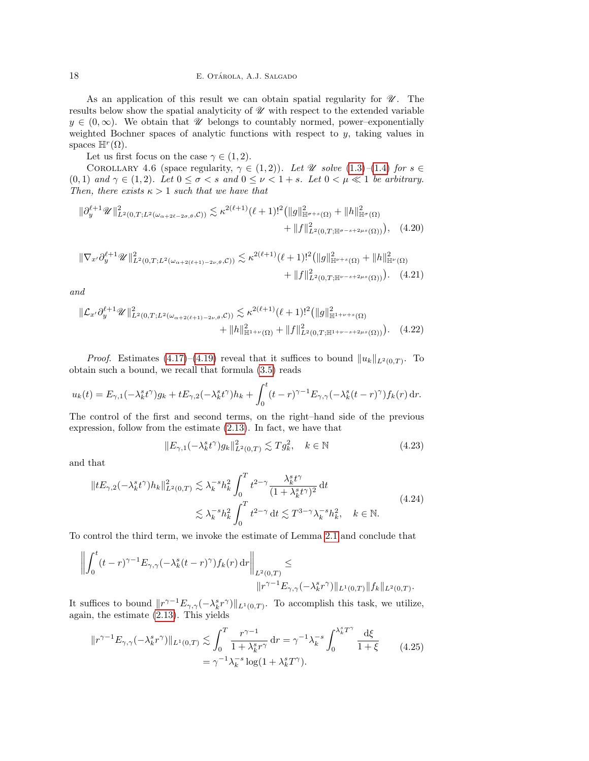As an application of this result we can obtain spatial regularity for $\mathscr{U}$. The results below show the spatial analyticity of $\mathscr{U}$ with respect to the extended variable $y \in (0,\infty)$. We obtain that $\mathscr{U}$ belongs to countably normed, power–exponentially weighted Bochner spaces of analytic functions with respect to $y$, taking values in spaces $\mathbb{H}^r(\Omega)$.

Let us first focus on the case $\gamma \in (1,2)$.

Corollary 4.6 (space regularity, $\gamma \in (1,2)$). *Let $\mathscr{U}$ solve (1.3)–(1.4) for $s \in (0,1)$ and $\gamma \in (1,2)$. Let $0 \leq \sigma < s$ and $0 \leq \nu < 1+s$. Let $0 < \mu \ll 1$ be arbitrary. Then, there exists $\kappa > 1$ such that we have that*

$$
\|\partial_y^{\ell+1}\mathscr{U}\|^2_{L^2(0,T;L^2(\omega_{\alpha+2\ell-2\sigma,\theta},\mathcal{C}))} \lesssim \kappa^{2(\ell+1)}(\ell+1)!^2\big(\|g\|^2_{\mathbb{H}^{\sigma+s}(\Omega)} + \|h\|^2_{\mathbb{H}^{\sigma}(\Omega)} + \|f\|^2_{L^2(0,T;\mathbb{H}^{\sigma-s+2\mu s}(\Omega))}\big), \quad (4.20)
$$

$$
\|\nabla_{x'}\partial_y^{\ell+1}\mathscr{U}\|^2_{L^2(0,T;L^2(\omega_{\alpha+2(\ell+1)-2\nu,\theta},\mathcal{C}))} \lesssim \kappa^{2(\ell+1)}(\ell+1)!^2\big(\|g\|^2_{\mathbb{H}^{\nu+s}(\Omega)} + \|h\|^2_{\mathbb{H}^{\nu}(\Omega)} + \|f\|^2_{L^2(0,T;\mathbb{H}^{\nu-s+2\mu s}(\Omega))}\big). \quad (4.21)
$$

*and*

$$
\|\mathcal{L}_{x'}\partial_y^{\ell+1}\mathscr{U}\|^2_{L^2(0,T;L^2(\omega_{\alpha+2(\ell+1)-2\nu,\theta},\mathcal{C}))} \lesssim \kappa^{2(\ell+1)}(\ell+1)!^2\big(\|g\|^2_{\mathbb{H}^{1+\nu+s}(\Omega)} + \|h\|^2_{\mathbb{H}^{1+\nu}(\Omega)} + \|f\|^2_{L^2(0,T;\mathbb{H}^{1+\nu-s+2\mu s}(\Omega))}\big). \quad (4.22)
$$

*Proof.* Estimates (4.17)–(4.19) reveal that it suffices to bound $\|u_k\|_{L^2(0,T)}$. To obtain such a bound, we recall that formula (3.5) reads

$$
u_k(t) = E_{\gamma,1}(-\lambda_k^s t^\gamma)g_k + tE_{\gamma,2}(-\lambda_k^s t^\gamma)h_k + \int_0^t (t-r)^{\gamma-1}E_{\gamma,\gamma}(-\lambda_k^s(t-r)^\gamma)f_k(r)\,\mathrm{d}r.
$$

The control of the first and second terms, on the right–hand side of the previous expression, follow from the estimate (2.13). In fact, we have that

$$
\|E_{\gamma,1}(-\lambda_k^s t^\gamma)g_k\|^2_{L^2(0,T)} \lesssim Tg_k^2, \quad k \in \mathbb{N} \quad (4.23)
$$

and that

$$
\begin{aligned}
\|tE_{\gamma,2}(-\lambda_k^s t^\gamma)h_k\|^2_{L^2(0,T)} &\lesssim \lambda_k^{-s}h_k^2 \int_0^T t^{2-\gamma}\frac{\lambda_k^s t^\gamma}{(1+\lambda_k^s t^\gamma)^2}\,\mathrm{d}t \\
&\lesssim \lambda_k^{-s}h_k^2 \int_0^T t^{2-\gamma}\,\mathrm{d}t \lesssim T^{3-\gamma}\lambda_k^{-s}h_k^2, \quad k \in \mathbb{N}.
\end{aligned} \quad (4.24)
$$

To control the third term, we invoke the estimate of Lemma 2.1 and conclude that

$$
\left\|\int_0^t (t-r)^{\gamma-1}E_{\gamma,\gamma}(-\lambda_k^s(t-r)^\gamma)f_k(r)\,\mathrm{d}r\right\|_{L^2(0,T)} \leq \|r^{\gamma-1}E_{\gamma,\gamma}(-\lambda_k^s r^\gamma)\|_{L^1(0,T)}\|f_k\|_{L^2(0,T)}.
$$

It suffices to bound $\|r^{\gamma-1}E_{\gamma,\gamma}(-\lambda_k^s r^\gamma)\|_{L^1(0,T)}$. To accomplish this task, we utilize, again, the estimate (2.13). This yields

$$
\begin{aligned}
\|r^{\gamma-1}E_{\gamma,\gamma}(-\lambda_k^s r^\gamma)\|_{L^1(0,T)} &\lesssim \int_0^T \frac{r^{\gamma-1}}{1+\lambda_k^s r^\gamma}\,\mathrm{d}r = \gamma^{-1}\lambda_k^{-s}\int_0^{\lambda_k^s T^\gamma}\frac{\mathrm{d}\xi}{1+\xi} \\
&= \gamma^{-1}\lambda_k^{-s}\log(1+\lambda_k^s T^\gamma).
\end{aligned} \quad (4.25)
$$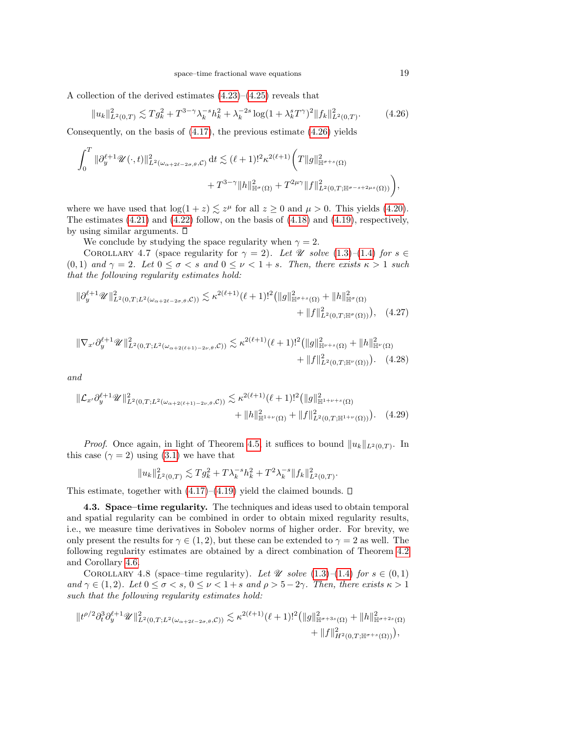A collection of the derived estimates (4.23)–(4.25) reveals that

$$\|u_k\|^2_{L^2(0,T)} \lesssim T g_k^2 + T^{3-\gamma}\lambda_k^{-s} h_k^2 + \lambda_k^{-2s}\log(1+\lambda_k^s T^\gamma)^2 \|f_k\|^2_{L^2(0,T)}. \tag{4.26}$$

Consequently, on the basis of (4.17), the previous estimate (4.26) yields

$$\int_0^T \|\partial_y^{\ell+1}\mathscr{U}(\cdot,t)\|^2_{L^2(\omega_{\alpha+2\ell-2\sigma,\theta},\mathcal{C})}\,\mathrm{d}t \lesssim (\ell+1)!^2\kappa^{2(\ell+1)}\Big(T\|g\|^2_{\mathbb{H}^{\sigma+s}(\Omega)} + T^{3-\gamma}\|h\|^2_{\mathbb{H}^{\sigma}(\Omega)} + T^{2\mu\gamma}\|f\|^2_{L^2(0,T;\mathbb{H}^{\sigma-s+2\mu s}(\Omega))}\Big),$$

where we have used that $\log(1+z)\lesssim z^\mu$ for all $z\ge 0$ and $\mu>0$. This yields (4.20). The estimates (4.21) and (4.22) follow, on the basis of (4.18) and (4.19), respectively, by using similar arguments. $\square$

We conclude by studying the space regularity when $\gamma=2$.

Corollary 4.7 (space regularity for $\gamma=2$). *Let $\mathscr{U}$ solve (1.3)–(1.4) for $s\in(0,1)$ and $\gamma=2$. Let $0\le\sigma<s$ and $0\le\nu<1+s$. Then, there exists $\kappa>1$ such that the following regularity estimates hold:*

$$\|\partial_y^{\ell+1}\mathscr{U}\|^2_{L^2(0,T;L^2(\omega_{\alpha+2\ell-2\sigma,\theta},\mathcal{C}))} \lesssim \kappa^{2(\ell+1)}(\ell+1)!^2\big(\|g\|^2_{\mathbb{H}^{\sigma+s}(\Omega)} + \|h\|^2_{\mathbb{H}^{\sigma}(\Omega)} + \|f\|^2_{L^2(0,T;\mathbb{H}^{\sigma}(\Omega))}\big), \tag{4.27}$$

$$\|\nabla_{x'}\partial_y^{\ell+1}\mathscr{U}\|^2_{L^2(0,T;L^2(\omega_{\alpha+2(\ell+1)-2\nu,\theta},\mathcal{C}))} \lesssim \kappa^{2(\ell+1)}(\ell+1)!^2\big(\|g\|^2_{\mathbb{H}^{\nu+s}(\Omega)} + \|h\|^2_{\mathbb{H}^{\nu}(\Omega)} + \|f\|^2_{L^2(0,T;\mathbb{H}^{\nu}(\Omega))}\big). \tag{4.28}$$

*and*

$$\|\mathcal{L}_{x'}\partial_y^{\ell+1}\mathscr{U}\|^2_{L^2(0,T;L^2(\omega_{\alpha+2(\ell+1)-2\nu,\theta},\mathcal{C}))} \lesssim \kappa^{2(\ell+1)}(\ell+1)!^2\big(\|g\|^2_{\mathbb{H}^{1+\nu+s}(\Omega)} + \|h\|^2_{\mathbb{H}^{1+\nu}(\Omega)} + \|f\|^2_{L^2(0,T;\mathbb{H}^{1+\nu}(\Omega))}\big). \tag{4.29}$$

*Proof.* Once again, in light of Theorem 4.5, it suffices to bound $\|u_k\|_{L^2(0,T)}$. In this case ($\gamma=2$) using (3.1) we have that

$$\|u_k\|^2_{L^2(0,T)} \lesssim T g_k^2 + T\lambda_k^{-s}h_k^2 + T^2\lambda_k^{-s}\|f_k\|^2_{L^2(0,T)}.$$

This estimate, together with (4.17)–(4.19) yield the claimed bounds. $\square$

**4.3. Space–time regularity.** The techniques and ideas used to obtain temporal and spatial regularity can be combined in order to obtain mixed regularity results, i.e., we measure time derivatives in Sobolev norms of higher order. For brevity, we only present the results for $\gamma\in(1,2)$, but these can be extended to $\gamma=2$ as well. The following regularity estimates are obtained by a direct combination of Theorem 4.2 and Corollary 4.6.

Corollary 4.8 (space–time regularity). *Let $\mathscr{U}$ solve (1.3)–(1.4) for $s\in(0,1)$ and $\gamma\in(1,2)$. Let $0\le\sigma<s$, $0\le\nu<1+s$ and $\rho>5-2\gamma$. Then, there exists $\kappa>1$ such that the following regularity estimates hold:*

$$\|t^{\rho/2}\partial_t^3\partial_y^{\ell+1}\mathscr{U}\|^2_{L^2(0,T;L^2(\omega_{\alpha+2\ell-2\sigma,\theta},\mathcal{C}))} \lesssim \kappa^{2(\ell+1)}(\ell+1)!^2\big(\|g\|^2_{\mathbb{H}^{\sigma+3s}(\Omega)} + \|h\|^2_{\mathbb{H}^{\sigma+2s}(\Omega)} + \|f\|^2_{H^2(0,T;\mathbb{H}^{\sigma+s}(\Omega))}\big),$$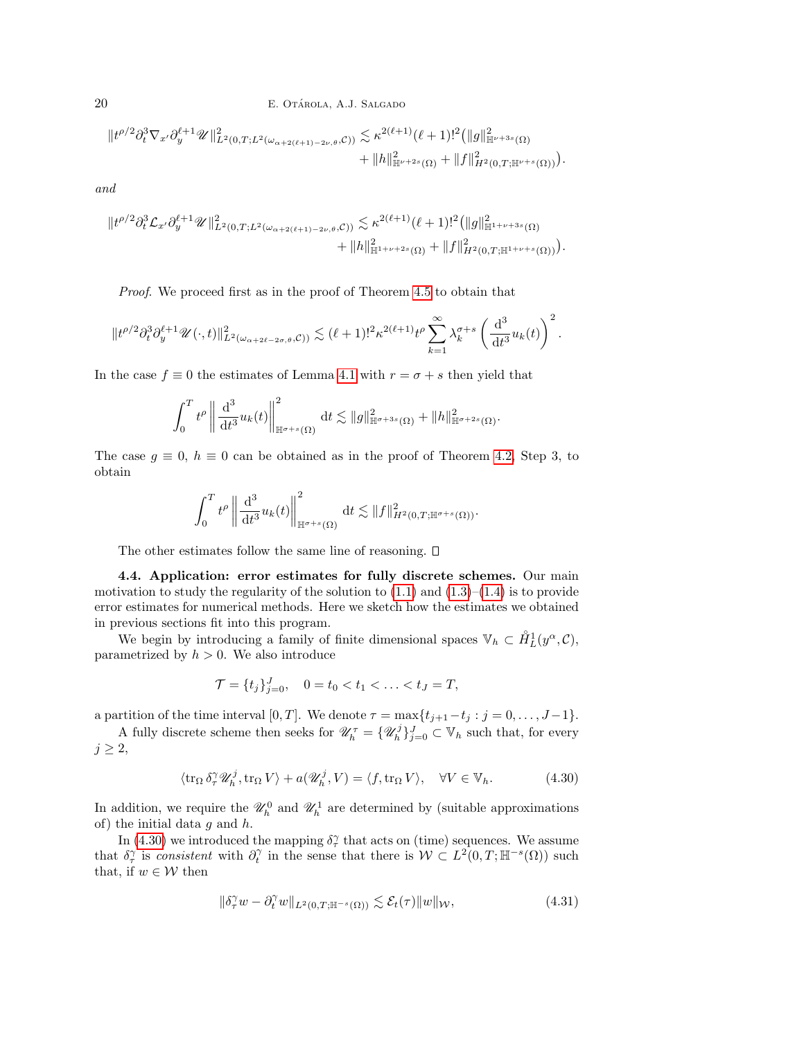$$\|t^{\rho/2}\partial_t^3 \nabla_{x'}\partial_y^{\ell+1}\mathscr{U}\|^2_{L^2(0,T;L^2(\omega_{\alpha+2(\ell+1)-2\nu,\theta},\mathcal{C}))} \lesssim \kappa^{2(\ell+1)}(\ell+1)!^2\big(\|g\|^2_{\mathbb{H}^{\nu+3s}(\Omega)} + \|h\|^2_{\mathbb{H}^{\nu+2s}(\Omega)} + \|f\|^2_{H^2(0,T;\mathbb{H}^{\nu+s}(\Omega))}\big).$$

*and*

$$\|t^{\rho/2}\partial_t^3 \mathcal{L}_{x'}\partial_y^{\ell+1}\mathscr{U}\|^2_{L^2(0,T;L^2(\omega_{\alpha+2(\ell+1)-2\nu,\theta},\mathcal{C}))} \lesssim \kappa^{2(\ell+1)}(\ell+1)!^2\big(\|g\|^2_{\mathbb{H}^{1+\nu+3s}(\Omega)} + \|h\|^2_{\mathbb{H}^{1+\nu+2s}(\Omega)} + \|f\|^2_{H^2(0,T;\mathbb{H}^{1+\nu+s}(\Omega))}\big).$$

*Proof.* We proceed first as in the proof of Theorem 4.5 to obtain that

$$\|t^{\rho/2}\partial_t^3\partial_y^{\ell+1}\mathscr{U}(\cdot,t)\|^2_{L^2(\omega_{\alpha+2\ell-2\sigma,\theta},\mathcal{C}))} \lesssim (\ell+1)!^2\kappa^{2(\ell+1)} t^\rho \sum_{k=1}^\infty \lambda_k^{\sigma+s}\left(\frac{\mathrm{d}^3}{\mathrm{d}t^3}u_k(t)\right)^2.$$

In the case $f \equiv 0$ the estimates of Lemma 4.1 with $r = \sigma + s$ then yield that

$$\int_0^T t^\rho \left\|\frac{\mathrm{d}^3}{\mathrm{d}t^3}u_k(t)\right\|^2_{\mathbb{H}^{\sigma+s}(\Omega)} \mathrm{d}t \lesssim \|g\|^2_{\mathbb{H}^{\sigma+3s}(\Omega)} + \|h\|^2_{\mathbb{H}^{\sigma+2s}(\Omega)}.$$

The case $g \equiv 0$, $h \equiv 0$ can be obtained as in the proof of Theorem 4.2, Step 3, to obtain

$$\int_0^T t^\rho \left\|\frac{\mathrm{d}^3}{\mathrm{d}t^3}u_k(t)\right\|^2_{\mathbb{H}^{\sigma+s}(\Omega)} \mathrm{d}t \lesssim \|f\|^2_{H^2(0,T;\mathbb{H}^{\sigma+s}(\Omega))}.$$

The other estimates follow the same line of reasoning. □

**4.4. Application: error estimates for fully discrete schemes.** Our main motivation to study the regularity of the solution to (1.1) and (1.3)–(1.4) is to provide error estimates for numerical methods. Here we sketch how the estimates we obtained in previous sections fit into this program.

We begin by introducing a family of finite dimensional spaces $\mathbb{V}_h \subset \mathring{H}^1_L(y^\alpha,\mathcal{C})$, parametrized by $h > 0$. We also introduce

$$\mathcal{T} = \{t_j\}_{j=0}^J, \quad 0 = t_0 < t_1 < \ldots < t_J = T,$$

a partition of the time interval $[0,T]$. We denote $\tau = \max\{t_{j+1} - t_j : j = 0, \ldots, J-1\}$.

A fully discrete scheme then seeks for $\mathscr{U}_h^\tau = \{\mathscr{U}_h^j\}_{j=0}^J \subset \mathbb{V}_h$ such that, for every $j \geq 2$,

$$\langle \operatorname{tr}_\Omega \delta_\tau^\gamma \mathscr{U}_h^j, \operatorname{tr}_\Omega V\rangle + a(\mathscr{U}_h^j, V) = \langle f, \operatorname{tr}_\Omega V\rangle, \quad \forall V \in \mathbb{V}_h. \tag{4.30}$$

In addition, we require the $\mathscr{U}_h^0$ and $\mathscr{U}_h^1$ are determined by (suitable approximations of) the initial data $g$ and $h$.

In (4.30) we introduced the mapping $\delta_\tau^\gamma$ that acts on (time) sequences. We assume that $\delta_\tau^\gamma$ is *consistent* with $\partial_t^\gamma$ in the sense that there is $\mathcal{W} \subset L^2(0,T;\mathbb{H}^{-s}(\Omega))$ such that, if $w \in \mathcal{W}$ then

$$\|\delta_\tau^\gamma w - \partial_t^\gamma w\|_{L^2(0,T;\mathbb{H}^{-s}(\Omega))} \lesssim \mathcal{E}_t(\tau)\|w\|_{\mathcal{W}}, \tag{4.31}$$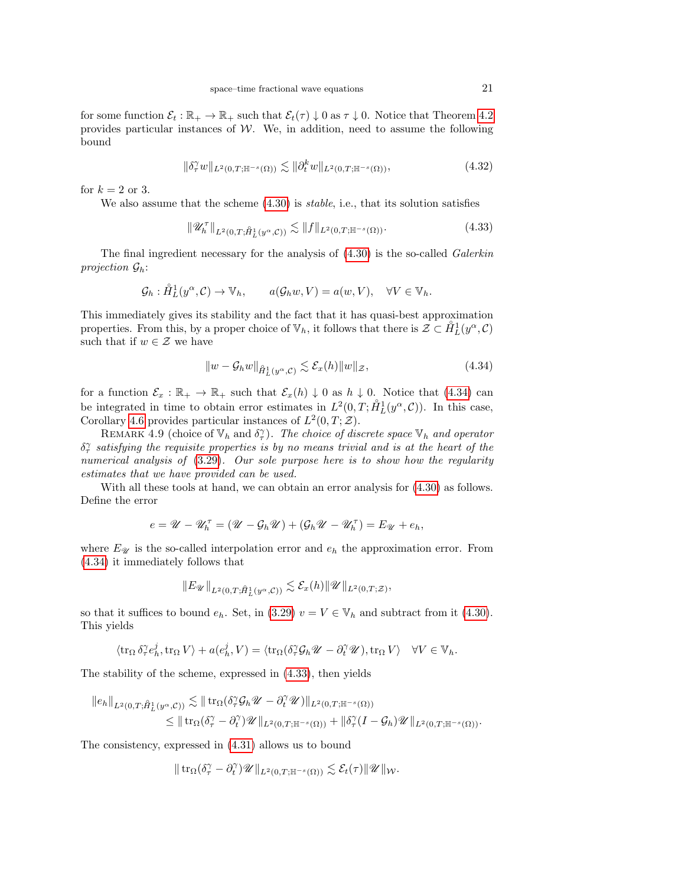for some function $\mathcal{E}_t : \mathbb{R}_+ \to \mathbb{R}_+$ such that $\mathcal{E}_t(\tau) \downarrow 0$ as $\tau \downarrow 0$. Notice that Theorem 4.2 provides particular instances of $\mathcal{W}$. We, in addition, need to assume the following bound

$$\|\delta_\tau^\gamma w\|_{L^2(0,T;\mathbb{H}^{-s}(\Omega))} \lesssim \|\partial_t^k w\|_{L^2(0,T;\mathbb{H}^{-s}(\Omega))}, \tag{4.32}$$

for $k = 2$ or 3.

We also assume that the scheme (4.30) is *stable*, i.e., that its solution satisfies

$$\|\mathscr{U}_h^\tau\|_{L^2(0,T;\mathring{H}_L^1(y^\alpha,\mathcal{C}))} \lesssim \|f\|_{L^2(0,T;\mathbb{H}^{-s}(\Omega))}. \tag{4.33}$$

The final ingredient necessary for the analysis of (4.30) is the so-called *Galerkin projection* $\mathcal{G}_h$:

$$\mathcal{G}_h : \mathring{H}_L^1(y^\alpha, \mathcal{C}) \to \mathbb{V}_h, \qquad a(\mathcal{G}_h w, V) = a(w, V), \quad \forall V \in \mathbb{V}_h.$$

This immediately gives its stability and the fact that it has quasi-best approximation properties. From this, by a proper choice of $\mathbb{V}_h$, it follows that there is $\mathcal{Z} \subset \mathring{H}_L^1(y^\alpha, \mathcal{C})$ such that if $w \in \mathcal{Z}$ we have

$$\|w - \mathcal{G}_h w\|_{\mathring{H}_L^1(y^\alpha,\mathcal{C})} \lesssim \mathcal{E}_x(h)\|w\|_{\mathcal{Z}}, \tag{4.34}$$

for a function $\mathcal{E}_x : \mathbb{R}_+ \to \mathbb{R}_+$ such that $\mathcal{E}_x(h) \downarrow 0$ as $h \downarrow 0$. Notice that (4.34) can be integrated in time to obtain error estimates in $L^2(0, T; \mathring{H}_L^1(y^\alpha, \mathcal{C}))$. In this case, Corollary 4.6 provides particular instances of $L^2(0, T; \mathcal{Z})$.

Remark 4.9 (choice of $\mathbb{V}_h$ and $\delta_\tau^\gamma$). *The choice of discrete space $\mathbb{V}_h$ and operator $\delta_\tau^\gamma$ satisfying the requisite properties is by no means trivial and is at the heart of the numerical analysis of (3.29). Our sole purpose here is to show how the regularity estimates that we have provided can be used.*

With all these tools at hand, we can obtain an error analysis for (4.30) as follows. Define the error

$$e = \mathscr{U} - \mathscr{U}_h^\tau = (\mathscr{U} - \mathcal{G}_h\mathscr{U}) + (\mathcal{G}_h\mathscr{U} - \mathscr{U}_h^\tau) = E_{\mathscr{U}} + e_h,$$

where $E_{\mathscr{U}}$ is the so-called interpolation error and $e_h$ the approximation error. From (4.34) it immediately follows that

$$\|E_{\mathscr{U}}\|_{L^2(0,T;\mathring{H}_L^1(y^\alpha,\mathcal{C}))} \lesssim \mathcal{E}_x(h)\|\mathscr{U}\|_{L^2(0,T;\mathcal{Z})},$$

so that it suffices to bound $e_h$. Set, in (3.29) $v = V \in \mathbb{V}_h$ and subtract from it (4.30). This yields

$$\langle \operatorname{tr}_\Omega \delta_\tau^\gamma e_h^j, \operatorname{tr}_\Omega V\rangle + a(e_h^j, V) = \langle \operatorname{tr}_\Omega(\delta_\tau^\gamma \mathcal{G}_h\mathscr{U} - \partial_t^\gamma \mathscr{U}), \operatorname{tr}_\Omega V\rangle \quad \forall V \in \mathbb{V}_h.$$

The stability of the scheme, expressed in (4.33), then yields

$$\begin{aligned}
\|e_h\|_{L^2(0,T;\mathring{H}_L^1(y^\alpha,\mathcal{C}))} &\lesssim \|\operatorname{tr}_\Omega(\delta_\tau^\gamma \mathcal{G}_h\mathscr{U} - \partial_t^\gamma \mathscr{U})\|_{L^2(0,T;\mathbb{H}^{-s}(\Omega))} \\
&\leq \|\operatorname{tr}_\Omega(\delta_\tau^\gamma - \partial_t^\gamma)\mathscr{U}\|_{L^2(0,T;\mathbb{H}^{-s}(\Omega))} + \|\delta_\tau^\gamma(I - \mathcal{G}_h)\mathscr{U}\|_{L^2(0,T;\mathbb{H}^{-s}(\Omega))}.
\end{aligned}$$

The consistency, expressed in (4.31) allows us to bound

$$\|\operatorname{tr}_\Omega(\delta_\tau^\gamma - \partial_t^\gamma)\mathscr{U}\|_{L^2(0,T;\mathbb{H}^{-s}(\Omega))} \lesssim \mathcal{E}_t(\tau)\|\mathscr{U}\|_{\mathcal{W}}.$$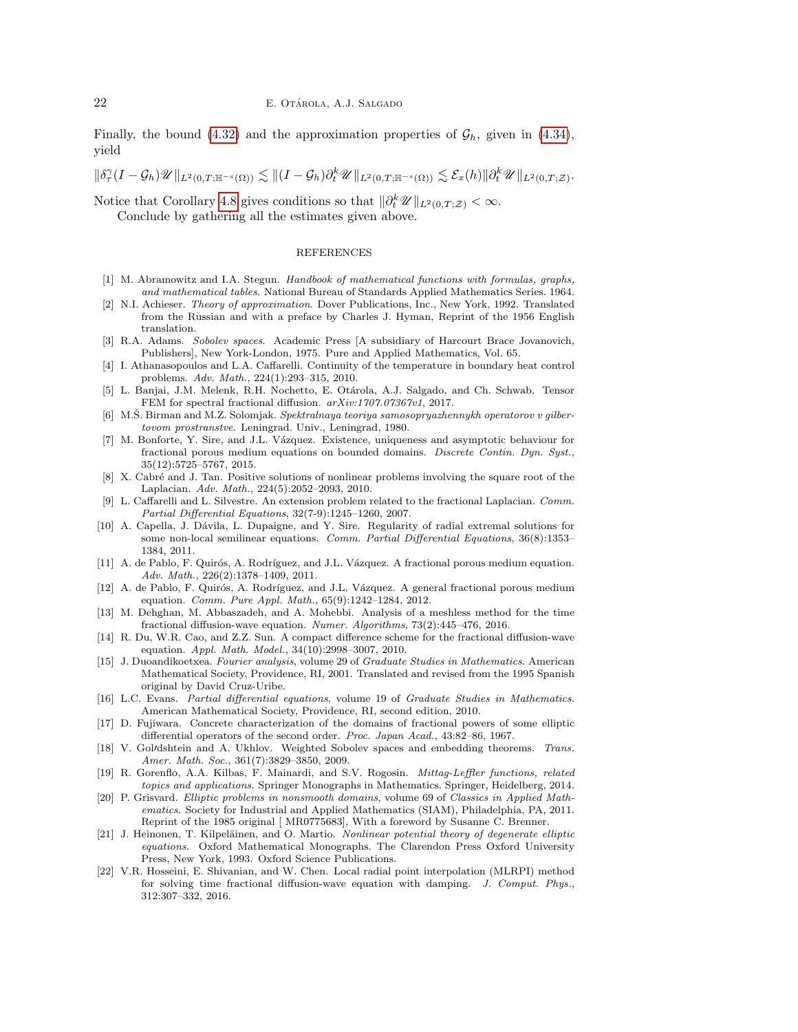Finally, the bound (4.32) and the approximation properties of $\mathcal{G}_h$, given in (4.34), yield

$$\|\delta_\tau^\gamma (I - \mathcal{G}_h)\mathscr{U}\|_{L^2(0,T;\mathbb{H}^{-s}(\Omega))} \lesssim \|(I - \mathcal{G}_h)\partial_t^k \mathscr{U}\|_{L^2(0,T;\mathbb{H}^{-s}(\Omega))} \lesssim \mathcal{E}_x(h)\|\partial_t^k \mathscr{U}\|_{L^2(0,T;\mathcal{Z})}.$$

Notice that Corollary 4.8 gives conditions so that $\|\partial_t^k \mathscr{U}\|_{L^2(0,T;\mathcal{Z})} < \infty$.

Conclude by gathering all the estimates given above.

## REFERENCES

[1] M. Abramowitz and I.A. Stegun. *Handbook of mathematical functions with formulas, graphs, and mathematical tables*. National Bureau of Standards Applied Mathematics Series. 1964.

[2] N.I. Achieser. *Theory of approximation*. Dover Publications, Inc., New York, 1992. Translated from the Russian and with a preface by Charles J. Hyman, Reprint of the 1956 English translation.

[3] R.A. Adams. *Sobolev spaces*. Academic Press [A subsidiary of Harcourt Brace Jovanovich, Publishers], New York-London, 1975. Pure and Applied Mathematics, Vol. 65.

[4] I. Athanasopoulos and L.A. Caffarelli. Continuity of the temperature in boundary heat control problems. *Adv. Math.*, 224(1):293–315, 2010.

[5] L. Banjai, J.M. Melenk, R.H. Nochetto, E. Otárola, A.J. Salgado, and Ch. Schwab. Tensor FEM for spectral fractional diffusion. *arXiv:1707.07367v1*, 2017.

[6] M.Š. Birman and M.Z. Solomjak. *Spektralnaya teoriya samosopryazhennykh operatorov v gilbertovom prostranstve*. Leningrad. Univ., Leningrad, 1980.

[7] M. Bonforte, Y. Sire, and J.L. Vázquez. Existence, uniqueness and asymptotic behaviour for fractional porous medium equations on bounded domains. *Discrete Contin. Dyn. Syst.*, 35(12):5725–5767, 2015.

[8] X. Cabré and J. Tan. Positive solutions of nonlinear problems involving the square root of the Laplacian. *Adv. Math.*, 224(5):2052–2093, 2010.

[9] L. Caffarelli and L. Silvestre. An extension problem related to the fractional Laplacian. *Comm. Partial Differential Equations*, 32(7-9):1245–1260, 2007.

[10] A. Capella, J. Dávila, L. Dupaigne, and Y. Sire. Regularity of radial extremal solutions for some non-local semilinear equations. *Comm. Partial Differential Equations*, 36(8):1353–1384, 2011.

[11] A. de Pablo, F. Quirós, A. Rodríguez, and J.L. Vázquez. A fractional porous medium equation. *Adv. Math.*, 226(2):1378–1409, 2011.

[12] A. de Pablo, F. Quirós, A. Rodríguez, and J.L. Vázquez. A general fractional porous medium equation. *Comm. Pure Appl. Math.*, 65(9):1242–1284, 2012.

[13] M. Dehghan, M. Abbaszadeh, and A. Mohebbi. Analysis of a meshless method for the time fractional diffusion-wave equation. *Numer. Algorithms*, 73(2):445–476, 2016.

[14] R. Du, W.R. Cao, and Z.Z. Sun. A compact difference scheme for the fractional diffusion-wave equation. *Appl. Math. Model.*, 34(10):2998–3007, 2010.

[15] J. Duoandikoetxea. *Fourier analysis*, volume 29 of *Graduate Studies in Mathematics*. American Mathematical Society, Providence, RI, 2001. Translated and revised from the 1995 Spanish original by David Cruz-Uribe.

[16] L.C. Evans. *Partial differential equations*, volume 19 of *Graduate Studies in Mathematics*. American Mathematical Society, Providence, RI, second edition, 2010.

[17] D. Fujiwara. Concrete characterization of the domains of fractional powers of some elliptic differential operators of the second order. *Proc. Japan Acad.*, 43:82–86, 1967.

[18] V. Gol′dshtein and A. Ukhlov. Weighted Sobolev spaces and embedding theorems. *Trans. Amer. Math. Soc.*, 361(7):3829–3850, 2009.

[19] R. Gorenflo, A.A. Kilbas, F. Mainardi, and S.V. Rogosin. *Mittag-Leffler functions, related topics and applications*. Springer Monographs in Mathematics. Springer, Heidelberg, 2014.

[20] P. Grisvard. *Elliptic problems in nonsmooth domains*, volume 69 of *Classics in Applied Mathematics*. Society for Industrial and Applied Mathematics (SIAM), Philadelphia, PA, 2011. Reprint of the 1985 original [ MR0775683], With a foreword by Susanne C. Brenner.

[21] J. Heinonen, T. Kilpeläinen, and O. Martio. *Nonlinear potential theory of degenerate elliptic equations*. Oxford Mathematical Monographs. The Clarendon Press Oxford University Press, New York, 1993. Oxford Science Publications.

[22] V.R. Hosseini, E. Shivanian, and W. Chen. Local radial point interpolation (MLRPI) method for solving time fractional diffusion-wave equation with damping. *J. Comput. Phys.*, 312:307–332, 2016.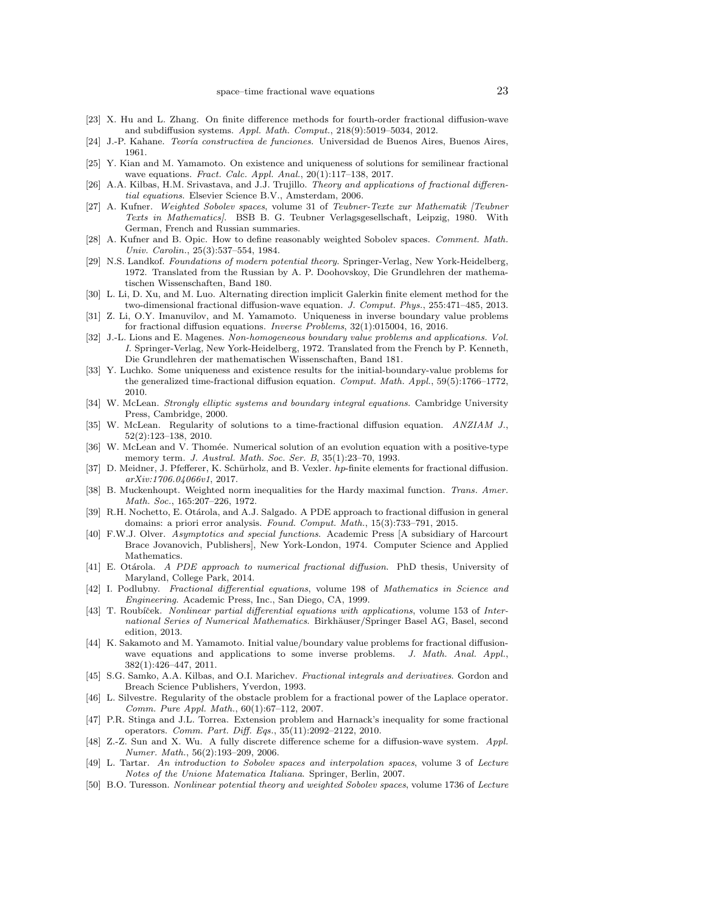[23] X. Hu and L. Zhang. On finite difference methods for fourth-order fractional diffusion-wave and subdiffusion systems. *Appl. Math. Comput.*, 218(9):5019–5034, 2012.

[24] J.-P. Kahane. *Teoría constructiva de funciones*. Universidad de Buenos Aires, Buenos Aires, 1961.

[25] Y. Kian and M. Yamamoto. On existence and uniqueness of solutions for semilinear fractional wave equations. *Fract. Calc. Appl. Anal.*, 20(1):117–138, 2017.

[26] A.A. Kilbas, H.M. Srivastava, and J.J. Trujillo. *Theory and applications of fractional differential equations*. Elsevier Science B.V., Amsterdam, 2006.

[27] A. Kufner. *Weighted Sobolev spaces*, volume 31 of *Teubner-Texte zur Mathematik [Teubner Texts in Mathematics]*. BSB B. G. Teubner Verlagsgesellschaft, Leipzig, 1980. With German, French and Russian summaries.

[28] A. Kufner and B. Opic. How to define reasonably weighted Sobolev spaces. *Comment. Math. Univ. Carolin.*, 25(3):537–554, 1984.

[29] N.S. Landkof. *Foundations of modern potential theory*. Springer-Verlag, New York-Heidelberg, 1972. Translated from the Russian by A. P. Doohovskoy, Die Grundlehren der mathematischen Wissenschaften, Band 180.

[30] L. Li, D. Xu, and M. Luo. Alternating direction implicit Galerkin finite element method for the two-dimensional fractional diffusion-wave equation. *J. Comput. Phys.*, 255:471–485, 2013.

[31] Z. Li, O.Y. Imanuvilov, and M. Yamamoto. Uniqueness in inverse boundary value problems for fractional diffusion equations. *Inverse Problems*, 32(1):015004, 16, 2016.

[32] J.-L. Lions and E. Magenes. *Non-homogeneous boundary value problems and applications. Vol. I*. Springer-Verlag, New York-Heidelberg, 1972. Translated from the French by P. Kenneth, Die Grundlehren der mathematischen Wissenschaften, Band 181.

[33] Y. Luchko. Some uniqueness and existence results for the initial-boundary-value problems for the generalized time-fractional diffusion equation. *Comput. Math. Appl.*, 59(5):1766–1772, 2010.

[34] W. McLean. *Strongly elliptic systems and boundary integral equations*. Cambridge University Press, Cambridge, 2000.

[35] W. McLean. Regularity of solutions to a time-fractional diffusion equation. *ANZIAM J.*, 52(2):123–138, 2010.

[36] W. McLean and V. Thomée. Numerical solution of an evolution equation with a positive-type memory term. *J. Austral. Math. Soc. Ser. B*, 35(1):23–70, 1993.

[37] D. Meidner, J. Pfefferer, K. Schürholz, and B. Vexler. *hp*-finite elements for fractional diffusion. *arXiv:1706.04066v1*, 2017.

[38] B. Muckenhoupt. Weighted norm inequalities for the Hardy maximal function. *Trans. Amer. Math. Soc.*, 165:207–226, 1972.

[39] R.H. Nochetto, E. Otárola, and A.J. Salgado. A PDE approach to fractional diffusion in general domains: a priori error analysis. *Found. Comput. Math.*, 15(3):733–791, 2015.

[40] F.W.J. Olver. *Asymptotics and special functions*. Academic Press [A subsidiary of Harcourt Brace Jovanovich, Publishers], New York-London, 1974. Computer Science and Applied Mathematics.

[41] E. Otárola. *A PDE approach to numerical fractional diffusion*. PhD thesis, University of Maryland, College Park, 2014.

[42] I. Podlubny. *Fractional differential equations*, volume 198 of *Mathematics in Science and Engineering*. Academic Press, Inc., San Diego, CA, 1999.

[43] T. Roubíček. *Nonlinear partial differential equations with applications*, volume 153 of *International Series of Numerical Mathematics*. Birkhäuser/Springer Basel AG, Basel, second edition, 2013.

[44] K. Sakamoto and M. Yamamoto. Initial value/boundary value problems for fractional diffusion-wave equations and applications to some inverse problems. *J. Math. Anal. Appl.*, 382(1):426–447, 2011.

[45] S.G. Samko, A.A. Kilbas, and O.I. Marichev. *Fractional integrals and derivatives*. Gordon and Breach Science Publishers, Yverdon, 1993.

[46] L. Silvestre. Regularity of the obstacle problem for a fractional power of the Laplace operator. *Comm. Pure Appl. Math.*, 60(1):67–112, 2007.

[47] P.R. Stinga and J.L. Torrea. Extension problem and Harnack's inequality for some fractional operators. *Comm. Part. Diff. Eqs.*, 35(11):2092–2122, 2010.

[48] Z.-Z. Sun and X. Wu. A fully discrete difference scheme for a diffusion-wave system. *Appl. Numer. Math.*, 56(2):193–209, 2006.

[49] L. Tartar. *An introduction to Sobolev spaces and interpolation spaces*, volume 3 of *Lecture Notes of the Unione Matematica Italiana*. Springer, Berlin, 2007.

[50] B.O. Turesson. *Nonlinear potential theory and weighted Sobolev spaces*, volume 1736 of *Lecture*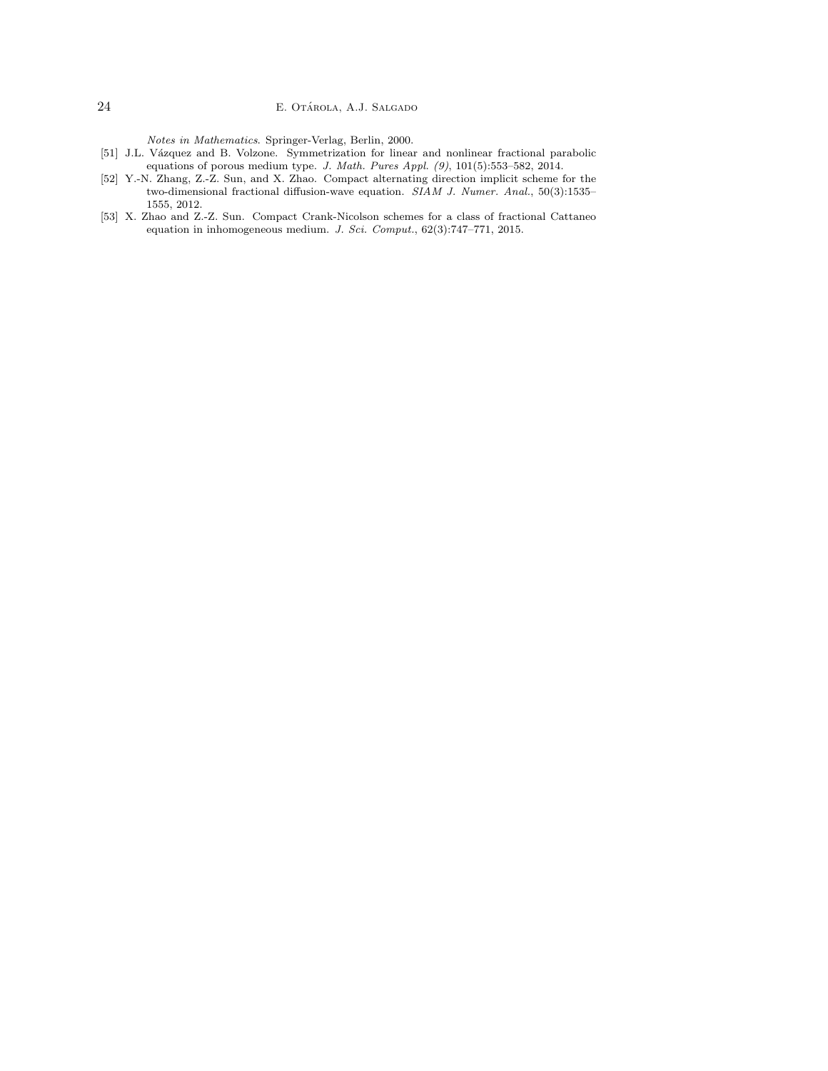*Notes in Mathematics*. Springer-Verlag, Berlin, 2000.

[51] J.L. Vázquez and B. Volzone. Symmetrization for linear and nonlinear fractional parabolic equations of porous medium type. *J. Math. Pures Appl. (9)*, 101(5):553–582, 2014.

[52] Y.-N. Zhang, Z.-Z. Sun, and X. Zhao. Compact alternating direction implicit scheme for the two-dimensional fractional diffusion-wave equation. *SIAM J. Numer. Anal.*, 50(3):1535–1555, 2012.

[53] X. Zhao and Z.-Z. Sun. Compact Crank-Nicolson schemes for a class of fractional Cattaneo equation in inhomogeneous medium. *J. Sci. Comput.*, 62(3):747–771, 2015.